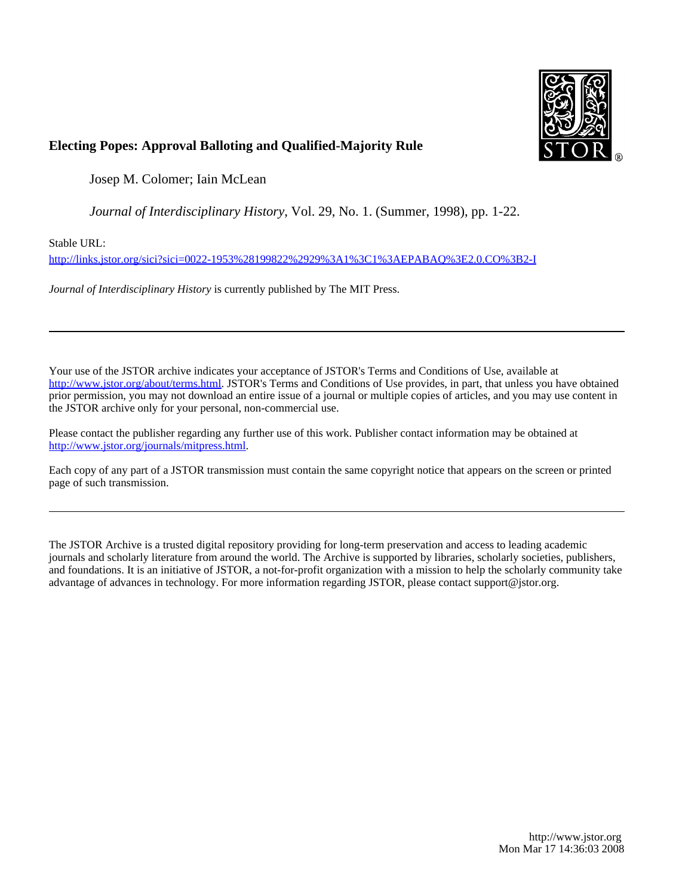# Electing Popes: Approval Balloting and Qualified-Majority Rule

Josep M. Colomer; Iain McLean

*Journal of Interdisciplinary History*, Vol. 29, No. 1. (Summer, 1998), pp. 1-22.

Stable URL:

http://links.jstor.org/sici?sici=0022-1953%28199822%2929%3A1%3C1%3AEPABAQ%3E2.0.CO%3B2-I

*Journal of Interdisciplinary History* is currently published by The MIT Press.

---

Your use of the JSTOR archive indicates your acceptance of JSTOR's Terms and Conditions of Use, available at http://www.jstor.org/about/terms.html. JSTOR's Terms and Conditions of Use provides, in part, that unless you have obtained prior permission, you may not download an entire issue of a journal or multiple copies of articles, and you may use content in the JSTOR archive only for your personal, non-commercial use.

Please contact the publisher regarding any further use of this work. Publisher contact information may be obtained at http://www.jstor.org/journals/mitpress.html.

Each copy of any part of a JSTOR transmission must contain the same copyright notice that appears on the screen or printed page of such transmission.

---

The JSTOR Archive is a trusted digital repository providing for long-term preservation and access to leading academic journals and scholarly literature from around the world. The Archive is supported by libraries, scholarly societies, publishers, and foundations. It is an initiative of JSTOR, a not-for-profit organization with a mission to help the scholarly community take advantage of advances in technology. For more information regarding JSTOR, please contact support@jstor.org.

http://www.jstor.org
Mon Mar 17 14:36:03 2008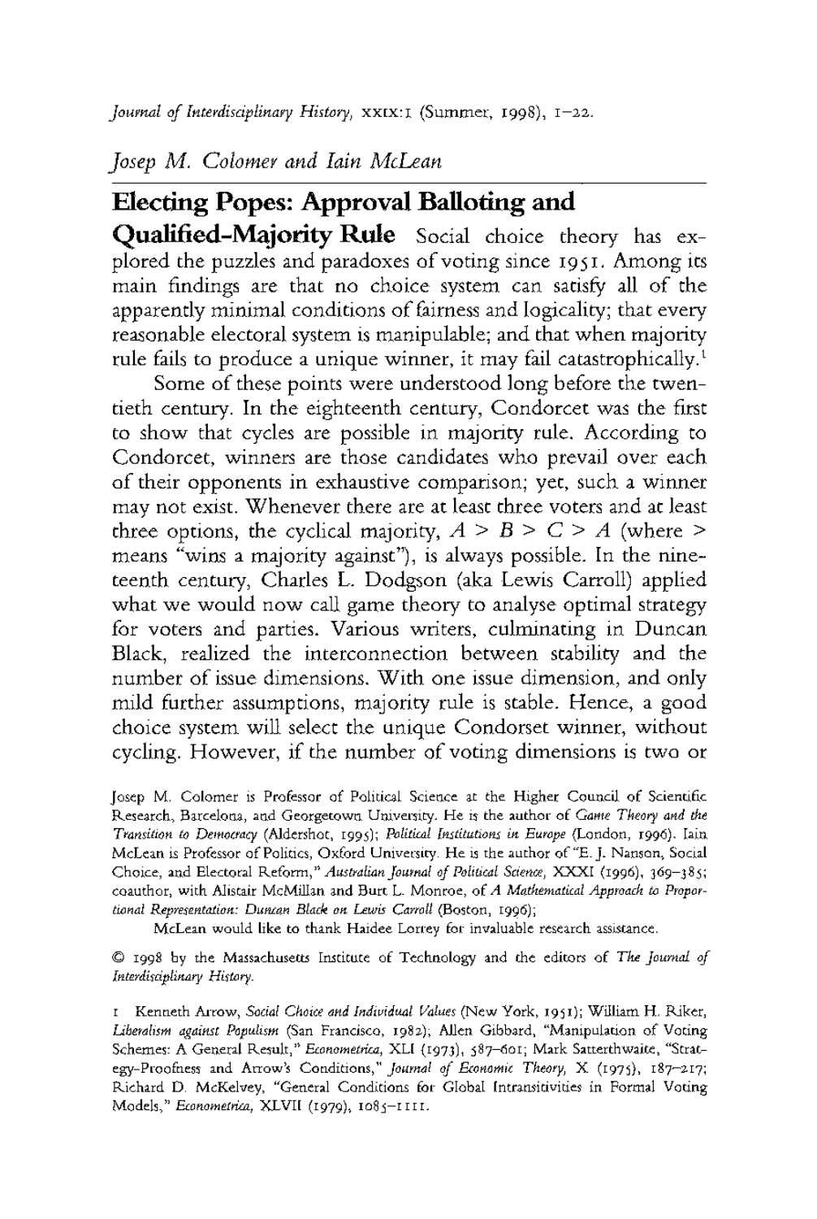## Josep M. Colomer and Iain McLean

# Electing Popes: Approval Balloting and Qualified-Majority Rule

Social choice theory has explored the puzzles and paradoxes of voting since 1951. Among its main findings are that no choice system can satisfy all of the apparently minimal conditions of fairness and logicality; that every reasonable electoral system is manipulable; and that when majority rule fails to produce a unique winner, it may fail catastrophically.[1]

Some of these points were understood long before the twentieth century. In the eighteenth century, Condorcet was the first to show that cycles are possible in majority rule. According to Condorcet, winners are those candidates who prevail over each of their opponents in exhaustive comparison; yet, such a winner may not exist. Whenever there are at least three voters and at least three options, the cyclical majority, $A > B > C > A$ (where $>$ means "wins a majority against"), is always possible. In the nineteenth century, Charles L. Dodgson (aka Lewis Carroll) applied what we would now call game theory to analyse optimal strategy for voters and parties. Various writers, culminating in Duncan Black, realized the interconnection between stability and the number of issue dimensions. With one issue dimension, and only mild further assumptions, majority rule is stable. Hence, a good choice system will select the unique Condorset winner, without cycling. However, if the number of voting dimensions is two or

---

Josep M. Colomer is Professor of Political Science at the Higher Council of Scientific Research, Barcelona, and Georgetown University. He is the author of *Game Theory and the Transition to Democracy* (Aldershot, 1995); *Political Institutions in Europe* (London, 1996). Iain McLean is Professor of Politics, Oxford University. He is the author of "E. J. Nanson, Social Choice, and Electoral Reform," *Australian Journal of Political Science*, XXXI (1996), 369–385; coauthor, with Alistair McMillan and Burt L. Monroe, of *A Mathematical Approach to Proportional Representation: Duncan Black on Lewis Carroll* (Boston, 1996);

McLean would like to thank Haidee Lorrey for invaluable research assistance.

© 1998 by the Massachusetts Institute of Technology and the editors of *The Journal of Interdisciplinary History*.

1 Kenneth Arrow, *Social Choice and Individual Values* (New York, 1951); William H. Riker, *Liberalism against Populism* (San Francisco, 1982); Allen Gibbard, "Manipulation of Voting Schemes: A General Result," *Econometrica*, XLI (1973), 587–601; Mark Satterthwaite, "Strategy-Proofness and Arrow's Conditions," *Journal of Economic Theory*, X (1975), 187–217; Richard D. McKelvey, "General Conditions for Global Intransitivities in Formal Voting Models," *Econometrica*, XLVII (1979), 1085–1111.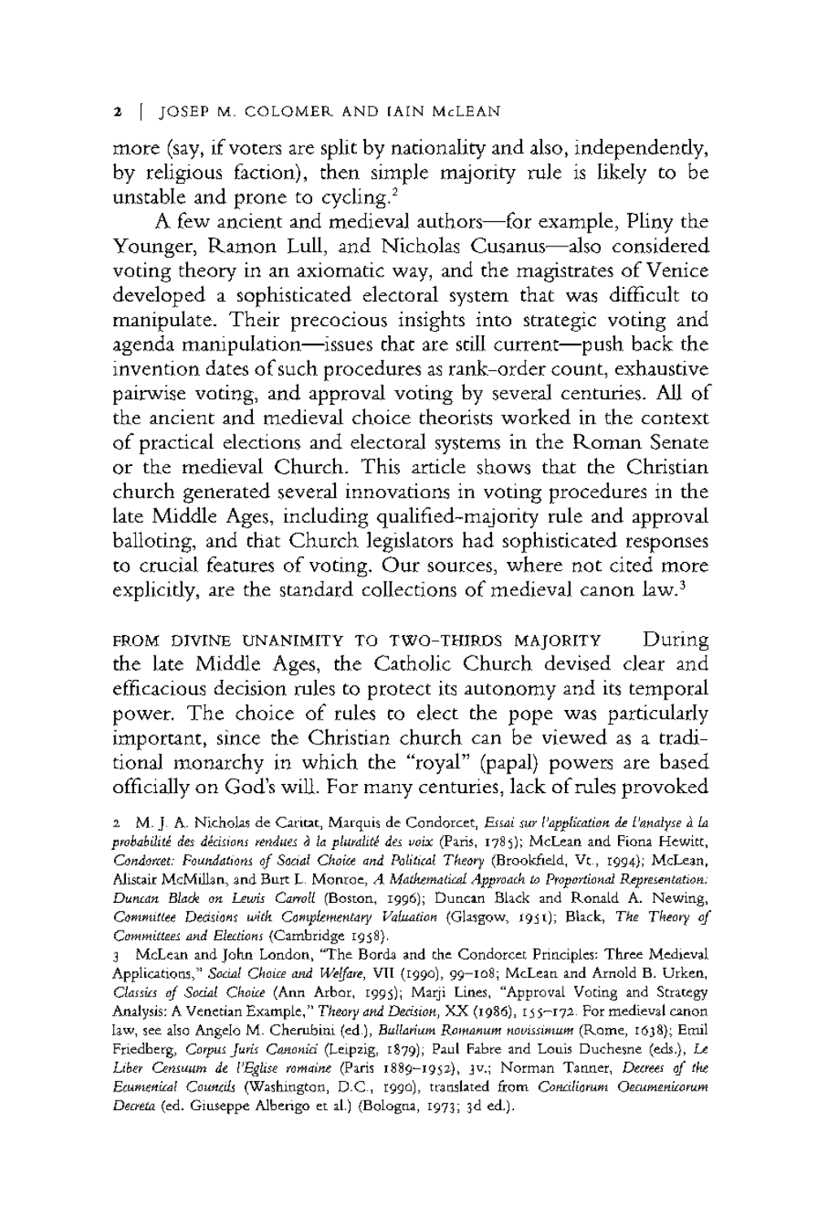more (say, if voters are split by nationality and also, independently, by religious faction), then simple majority rule is likely to be unstable and prone to cycling.[2]

A few ancient and medieval authors—for example, Pliny the Younger, Ramon Lull, and Nicholas Cusanus—also considered voting theory in an axiomatic way, and the magistrates of Venice developed a sophisticated electoral system that was difficult to manipulate. Their precocious insights into strategic voting and agenda manipulation—issues that are still current—push back the invention dates of such procedures as rank-order count, exhaustive pairwise voting, and approval voting by several centuries. All of the ancient and medieval choice theorists worked in the context of practical elections and electoral systems in the Roman Senate or the medieval Church. This article shows that the Christian church generated several innovations in voting procedures in the late Middle Ages, including qualified-majority rule and approval balloting, and that Church legislators had sophisticated responses to crucial features of voting. Our sources, where not cited more explicitly, are the standard collections of medieval canon law.[3]

FROM DIVINE UNANIMITY TO TWO-THIRDS MAJORITY During the late Middle Ages, the Catholic Church devised clear and efficacious decision rules to protect its autonomy and its temporal power. The choice of rules to elect the pope was particularly important, since the Christian church can be viewed as a traditional monarchy in which the "royal" (papal) powers are based officially on God's will. For many centuries, lack of rules provoked

2 M. J. A. Nicholas de Caritat, Marquis de Condorcet, *Essai sur l'application de l'analyse à la probabilité des décisions rendues à la pluralité des voix* (Paris, 1785); McLean and Fiona Hewitt, *Condorcet: Foundations of Social Choice and Political Theory* (Brookfield, Vt., 1994); McLean, Alistair McMillan, and Burt L. Monroe, *A Mathematical Approach to Proportional Representation: Duncan Black on Lewis Carroll* (Boston, 1996); Duncan Black and Ronald A. Newing, *Committee Decisions with Complementary Valuation* (Glasgow, 1951); Black, *The Theory of Committees and Elections* (Cambridge 1958).

3 McLean and John London, "The Borda and the Condorcet Principles: Three Medieval Applications," *Social Choice and Welfare*, VII (1990), 99–108; McLean and Arnold B. Urken, *Classics of Social Choice* (Ann Arbor, 1995); Marji Lines, "Approval Voting and Strategy Analysis: A Venetian Example," *Theory and Decision*, XX (1986), 155–172. For medieval canon law, see also Angelo M. Cherubini (ed.), *Bullarium Romanum novissimum* (Rome, 1638); Emil Friedberg, *Corpus Juris Canonici* (Leipzig, 1879); Paul Fabre and Louis Duchesne (eds.), *Le Liber Censuum de l'Eglise romaine* (Paris 1889–1952), 3v.; Norman Tanner, *Decrees of the Ecumenical Councils* (Washington, D.C., 1990), translated from *Conciliorum Oecumenicorum Decreta* (ed. Giuseppe Alberigo et al.) (Bologna, 1973; 3d ed.).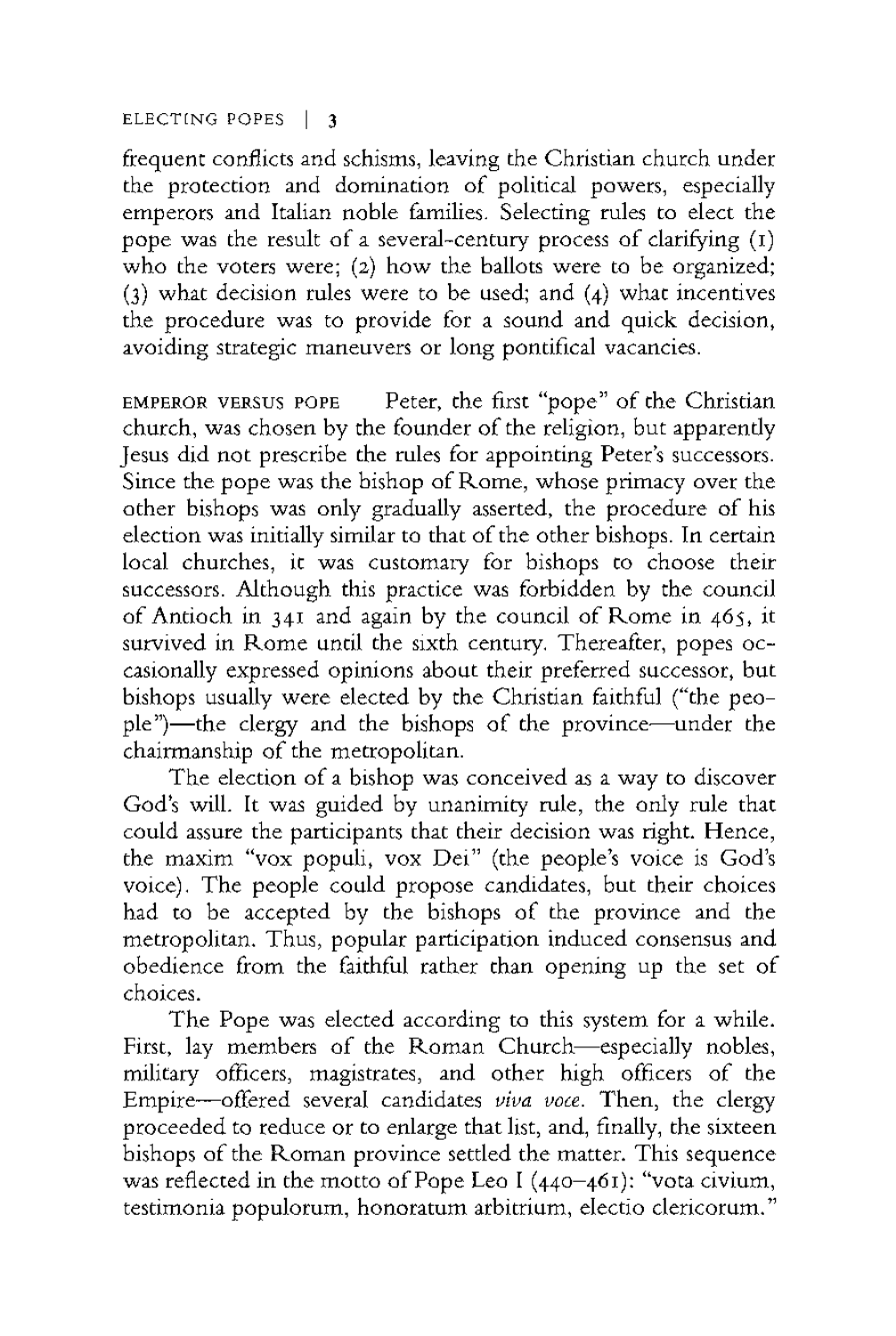frequent conflicts and schisms, leaving the Christian church under the protection and domination of political powers, especially emperors and Italian noble families. Selecting rules to elect the pope was the result of a several-century process of clarifying (1) who the voters were; (2) how the ballots were to be organized; (3) what decision rules were to be used; and (4) what incentives the procedure was to provide for a sound and quick decision, avoiding strategic maneuvers or long pontifical vacancies.

EMPEROR VERSUS POPE Peter, the first "pope" of the Christian church, was chosen by the founder of the religion, but apparently Jesus did not prescribe the rules for appointing Peter's successors. Since the pope was the bishop of Rome, whose primacy over the other bishops was only gradually asserted, the procedure of his election was initially similar to that of the other bishops. In certain local churches, it was customary for bishops to choose their successors. Although this practice was forbidden by the council of Antioch in 341 and again by the council of Rome in 465, it survived in Rome until the sixth century. Thereafter, popes occasionally expressed opinions about their preferred successor, but bishops usually were elected by the Christian faithful ("the people")—the clergy and the bishops of the province—under the chairmanship of the metropolitan.

The election of a bishop was conceived as a way to discover God's will. It was guided by unanimity rule, the only rule that could assure the participants that their decision was right. Hence, the maxim "vox populi, vox Dei" (the people's voice is God's voice). The people could propose candidates, but their choices had to be accepted by the bishops of the province and the metropolitan. Thus, popular participation induced consensus and obedience from the faithful rather than opening up the set of choices.

The Pope was elected according to this system for a while. First, lay members of the Roman Church—especially nobles, military officers, magistrates, and other high officers of the Empire—offered several candidates *viva voce*. Then, the clergy proceeded to reduce or to enlarge that list, and, finally, the sixteen bishops of the Roman province settled the matter. This sequence was reflected in the motto of Pope Leo I (440–461): "vota civium, testimonia populorum, honoratum arbitrium, electio clericorum."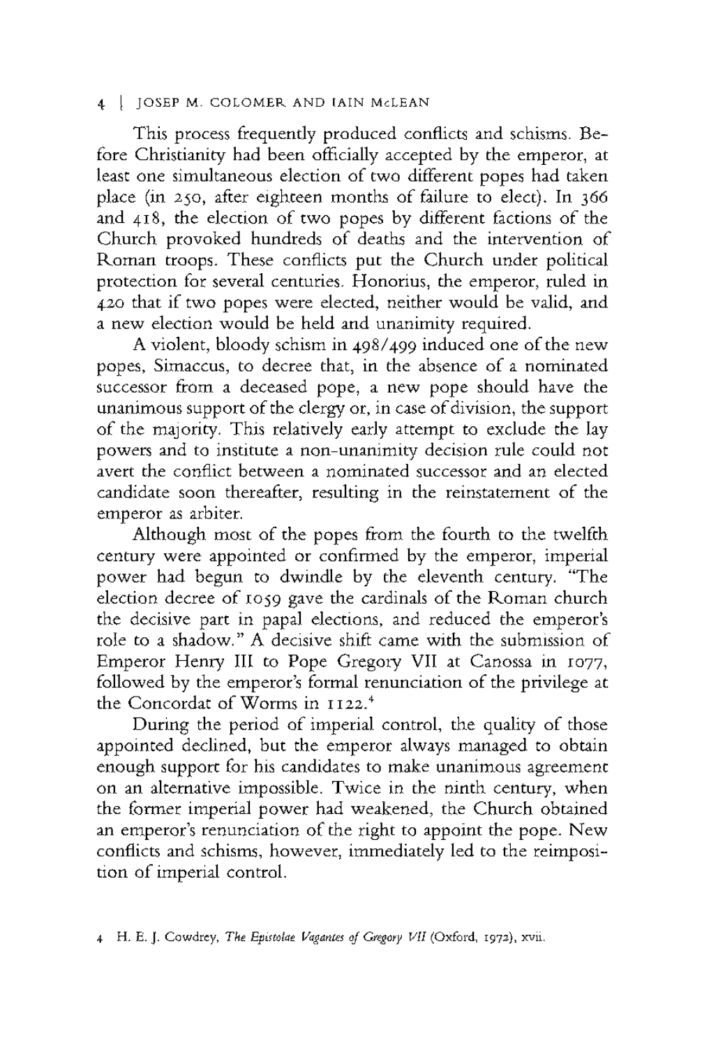This process frequently produced conflicts and schisms. Before Christianity had been officially accepted by the emperor, at least one simultaneous election of two different popes had taken place (in 250, after eighteen months of failure to elect). In 366 and 418, the election of two popes by different factions of the Church provoked hundreds of deaths and the intervention of Roman troops. These conflicts put the Church under political protection for several centuries. Honorius, the emperor, ruled in 420 that if two popes were elected, neither would be valid, and a new election would be held and unanimity required.

A violent, bloody schism in 498/499 induced one of the new popes, Simaccus, to decree that, in the absence of a nominated successor from a deceased pope, a new pope should have the unanimous support of the clergy or, in case of division, the support of the majority. This relatively early attempt to exclude the lay powers and to institute a non-unanimity decision rule could not avert the conflict between a nominated successor and an elected candidate soon thereafter, resulting in the reinstatement of the emperor as arbiter.

Although most of the popes from the fourth to the twelfth century were appointed or confirmed by the emperor, imperial power had begun to dwindle by the eleventh century. "The election decree of 1059 gave the cardinals of the Roman church the decisive part in papal elections, and reduced the emperor's role to a shadow." A decisive shift came with the submission of Emperor Henry III to Pope Gregory VII at Canossa in 1077, followed by the emperor's formal renunciation of the privilege at the Concordat of Worms in 1122.[4]

During the period of imperial control, the quality of those appointed declined, but the emperor always managed to obtain enough support for his candidates to make unanimous agreement on an alternative impossible. Twice in the ninth century, when the former imperial power had weakened, the Church obtained an emperor's renunciation of the right to appoint the pope. New conflicts and schisms, however, immediately led to the reimposition of imperial control.

4 H. E. J. Cowdrey, *The Epistolae Vagantes of Gregory VII* (Oxford, 1972), xvii.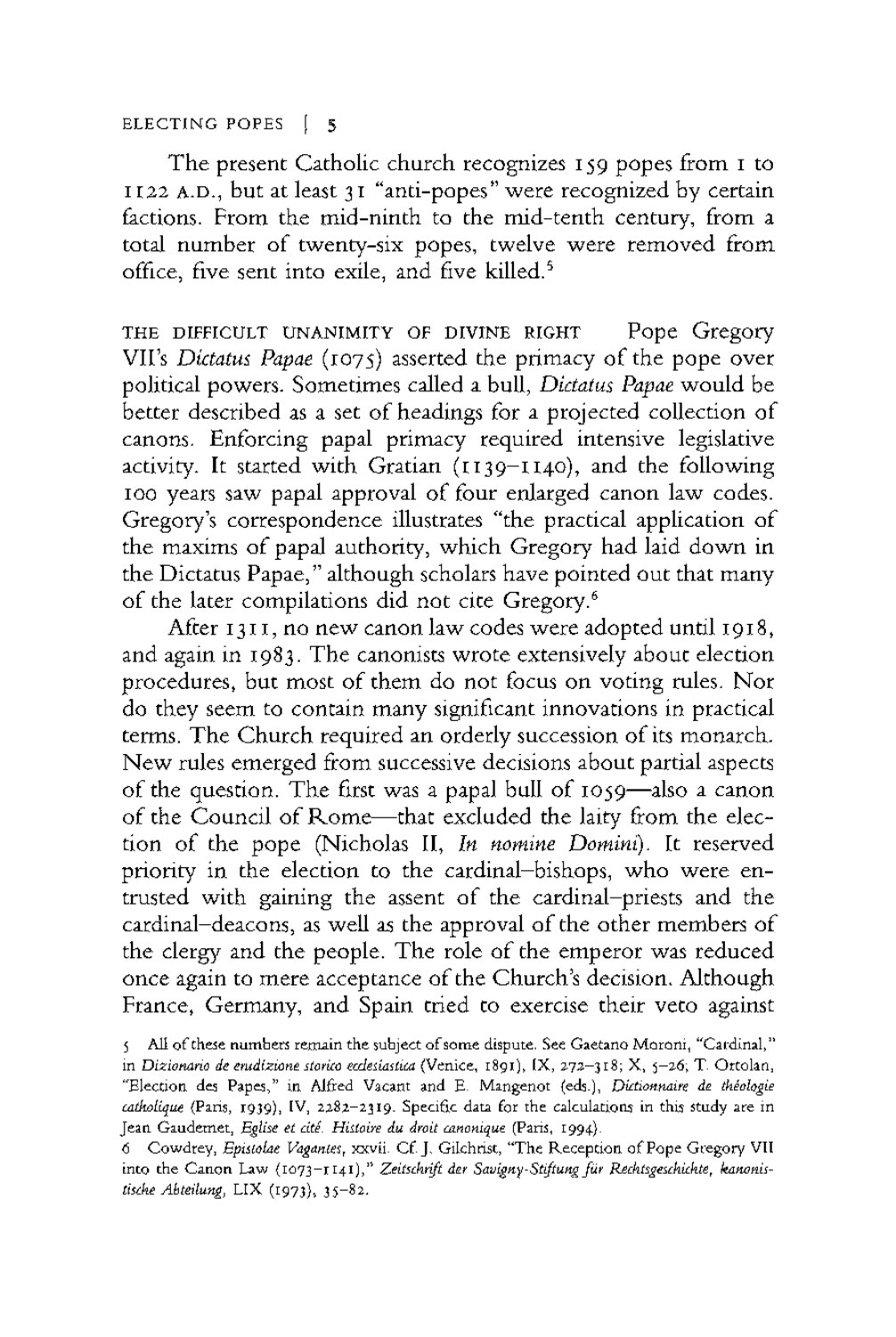The present Catholic church recognizes 159 popes from 1 to 1122 A.D., but at least 31 "anti-popes" were recognized by certain factions. From the mid-ninth to the mid-tenth century, from a total number of twenty-six popes, twelve were removed from office, five sent into exile, and five killed.[5]

THE DIFFICULT UNANIMITY OF DIVINE RIGHT Pope Gregory VII's *Dictatus Papae* (1075) asserted the primacy of the pope over political powers. Sometimes called a bull, *Dictatus Papae* would be better described as a set of headings for a projected collection of canons. Enforcing papal primacy required intensive legislative activity. It started with Gratian (1139–1140), and the following 100 years saw papal approval of four enlarged canon law codes. Gregory's correspondence illustrates "the practical application of the maxims of papal authority, which Gregory had laid down in the Dictatus Papae," although scholars have pointed out that many of the later compilations did not cite Gregory.[6]

After 1311, no new canon law codes were adopted until 1918, and again in 1983. The canonists wrote extensively about election procedures, but most of them do not focus on voting rules. Nor do they seem to contain many significant innovations in practical terms. The Church required an orderly succession of its monarch. New rules emerged from successive decisions about partial aspects of the question. The first was a papal bull of 1059—also a canon of the Council of Rome—that excluded the laity from the election of the pope (Nicholas II, *In nomine Domini*). It reserved priority in the election to the cardinal-bishops, who were entrusted with gaining the assent of the cardinal-priests and the cardinal-deacons, as well as the approval of the other members of the clergy and the people. The role of the emperor was reduced once again to mere acceptance of the Church's decision. Although France, Germany, and Spain tried to exercise their veto against

5 All of these numbers remain the subject of some dispute. See Gaetano Moroni, "Cardinal," in *Dizionario de erudizione storico ecclesiastica* (Venice, 1891), IX, 272–318; X, 5–26; T. Ortolan, "Election des Papes," in Alfred Vacant and E. Mangenot (eds.), *Dictionnaire de théologie catholique* (Paris, 1939), IV, 2282–2319. Specific data for the calculations in this study are in Jean Gaudemet, *Eglise et cité. Histoire du droit canonique* (Paris, 1994).

6 Cowdrey, *Epistolae Vagantes*, xxvii. Cf. J. Gilchrist, "The Reception of Pope Gregory VII into the Canon Law (1073–1141)," *Zeitschrift der Savigny-Stiftung für Rechtsgeschichte, kanonistische Abteilung*, LIX (1973), 35–82.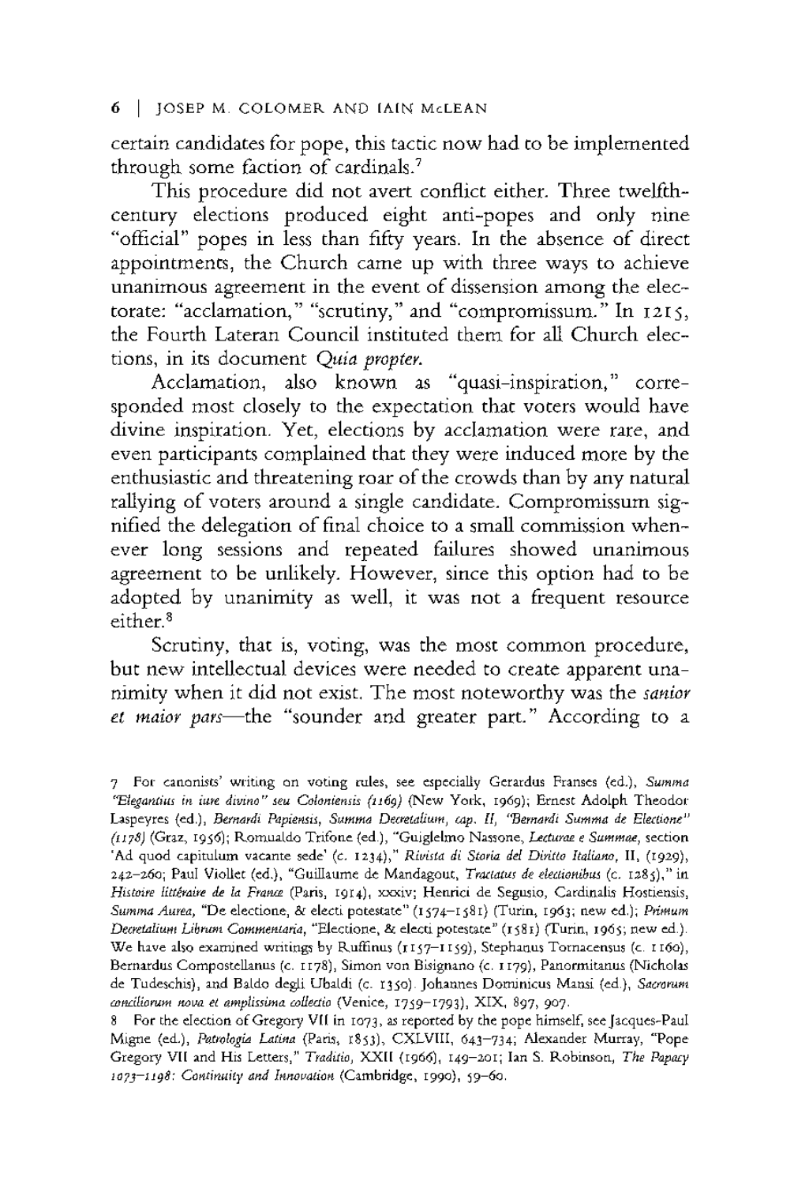certain candidates for pope, this tactic now had to be implemented through some faction of cardinals.[7]

This procedure did not avert conflict either. Three twelfth-century elections produced eight anti-popes and only nine "official" popes in less than fifty years. In the absence of direct appointments, the Church came up with three ways to achieve unanimous agreement in the event of dissension among the electorate: "acclamation," "scrutiny," and "compromissum." In 1215, the Fourth Lateran Council instituted them for all Church elections, in its document *Quia propter.*

Acclamation, also known as "quasi-inspiration," corresponded most closely to the expectation that voters would have divine inspiration. Yet, elections by acclamation were rare, and even participants complained that they were induced more by the enthusiastic and threatening roar of the crowds than by any natural rallying of voters around a single candidate. Compromissum signified the delegation of final choice to a small commission whenever long sessions and repeated failures showed unanimous agreement to be unlikely. However, since this option had to be adopted by unanimity as well, it was not a frequent resource either.[8]

Scrutiny, that is, voting, was the most common procedure, but new intellectual devices were needed to create apparent unanimity when it did not exist. The most noteworthy was the *sanior et maior pars*—the "sounder and greater part." According to a

---

7 For canonists' writing on voting rules, see especially Gerardus Franses (ed.), *Summa "Elegantius in iure divino" seu Coloniensis (1169)* (New York, 1969); Ernest Adolph Theodor Laspeyres (ed.), *Bernardi Papiensis, Summa Decretalium, cap. II, "Bernardi Summa de Electione" (1178)* (Graz, 1956); Romualdo Trifone (ed.), "Guiglelmo Nassone, *Lecturae e Summae*, section 'Ad quod capitulum vacante sede' (c. 1234)," *Rivista di Storia del Diritto Italiano*, II, (1929), 242–260; Paul Viollet (ed.), "Guillaume de Mandagout, *Tractatus de electionibus* (c. 1285)," in *Histoire littéraire de la France* (Paris, 1914), xxxiv; Henrici de Segusio, Cardinalis Hostiensis, *Summa Aurea*, "De electione, & electi potestate" (1574–1581) (Turin, 1963; new ed.); *Primum Decretalium Librum Commentaria*, "Electione, & electi potestate" (1581) (Turin, 1965; new ed.). We have also examined writings by Ruffinus (1157–1159), Stephanus Tornacensus (c. 1160), Bernardus Compostellanus (c. 1178), Simon von Bisignano (c. 1179), Panormitanus (Nicholas de Tudeschis), and Baldo degli Ubaldi (c. 1350). Johannes Dominicus Mansi (ed.), *Sacrorum conciliorum nova et amplissima collectio* (Venice, 1759–1793), XIX, 897, 907.

8 For the election of Gregory VII in 1073, as reported by the pope himself, see Jacques-Paul Migne (ed.), *Patrologia Latina* (Paris, 1853), CXLVIII, 643–734; Alexander Murray, "Pope Gregory VII and His Letters," *Traditio*, XXII (1966), 149–201; Ian S. Robinson, *The Papacy 1073–1198: Continuity and Innovation* (Cambridge, 1990), 59–60.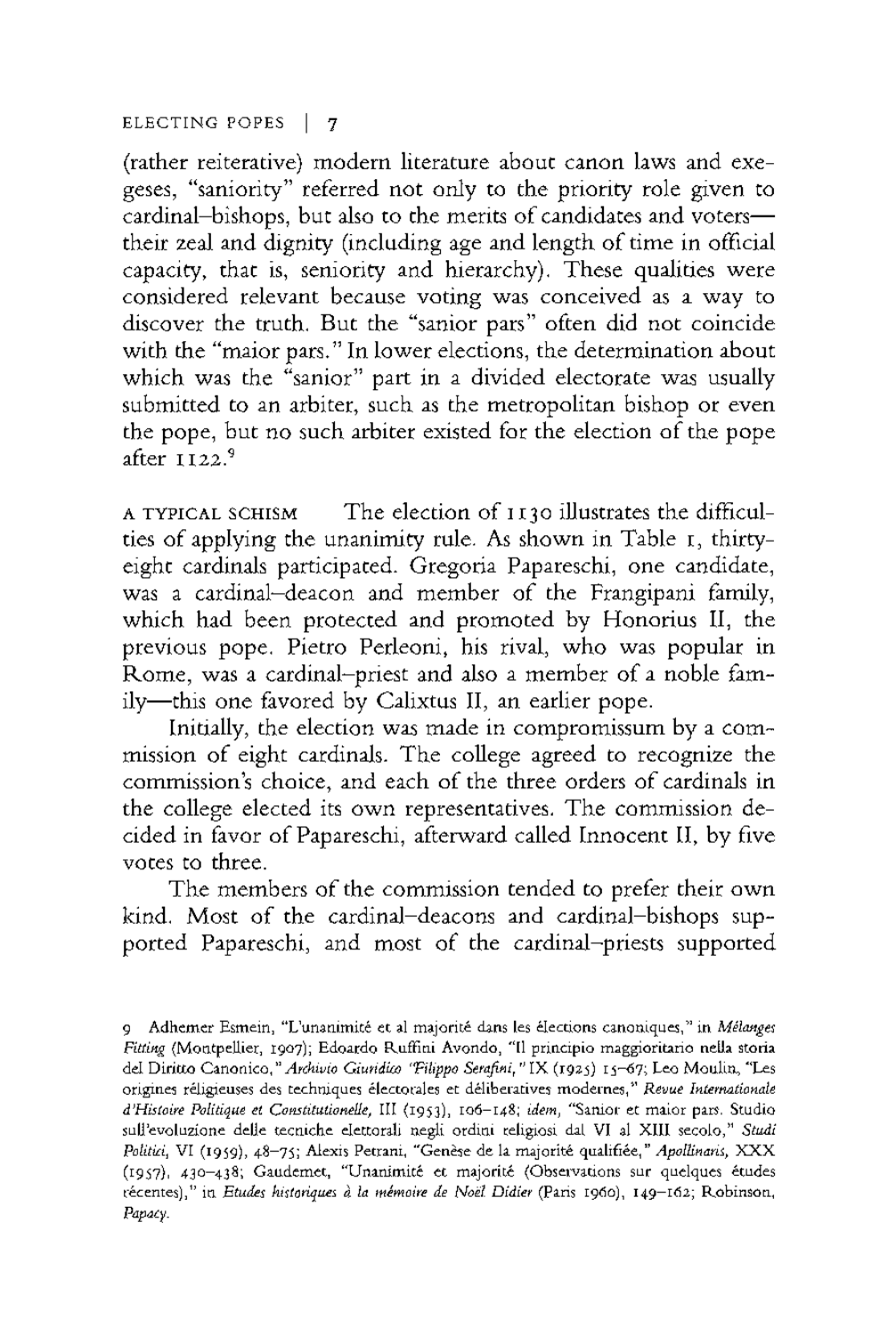(rather reiterative) modern literature about canon laws and exegeses, "saniority" referred not only to the priority role given to cardinal–bishops, but also to the merits of candidates and voters—their zeal and dignity (including age and length of time in official capacity, that is, seniority and hierarchy). These qualities were considered relevant because voting was conceived as a way to discover the truth. But the "sanior pars" often did not coincide with the "maior pars." In lower elections, the determination about which was the "sanior" part in a divided electorate was usually submitted to an arbiter, such as the metropolitan bishop or even the pope, but no such arbiter existed for the election of the pope after 1122.[9]

A TYPICAL SCHISM The election of 1130 illustrates the difficulties of applying the unanimity rule. As shown in Table 1, thirty-eight cardinals participated. Gregoria Papareschi, one candidate, was a cardinal–deacon and member of the Frangipani family, which had been protected and promoted by Honorius II, the previous pope. Pietro Perleoni, his rival, who was popular in Rome, was a cardinal–priest and also a member of a noble family—this one favored by Calixtus II, an earlier pope.

Initially, the election was made in compromissum by a commission of eight cardinals. The college agreed to recognize the commission's choice, and each of the three orders of cardinals in the college elected its own representatives. The commission decided in favor of Papareschi, afterward called Innocent II, by five votes to three.

The members of the commission tended to prefer their own kind. Most of the cardinal–deacons and cardinal–bishops supported Papareschi, and most of the cardinal–priests supported

9 Adhemer Esmein, "L'unanimité et al majorité dans les élections canoniques," in *Mélanges Fitting* (Montpellier, 1907); Edoardo Ruffini Avondo, "Il principio maggioritario nella storia del Diritto Canonico," *Archivio Giuridico "Filippo Serafini,"* IX (1925) 15–67; Leo Moulin, "Les origines réligieuses des techniques électorales et déliberatives modernes," *Revue Internationale d'Histoire Politique et Constitutionelle*, III (1953), 106–148; *idem*, "Sanior et maior pars. Studio sull'evoluzione delle tecniche elettorali negli ordini religiosi dal VI al XIII secolo," *Studi Politici*, VI (1959), 48–75; Alexis Petrani, "Genèse de la majorité qualifiée," *Apollinaris*, XXX (1957), 430–438; Gaudemet, "Unanimité et majorité (Observations sur quelques études récentes)," in *Etudes historiques à la mémoire de Noël Didier* (Paris 1960), 149–162; Robinson, *Papacy*.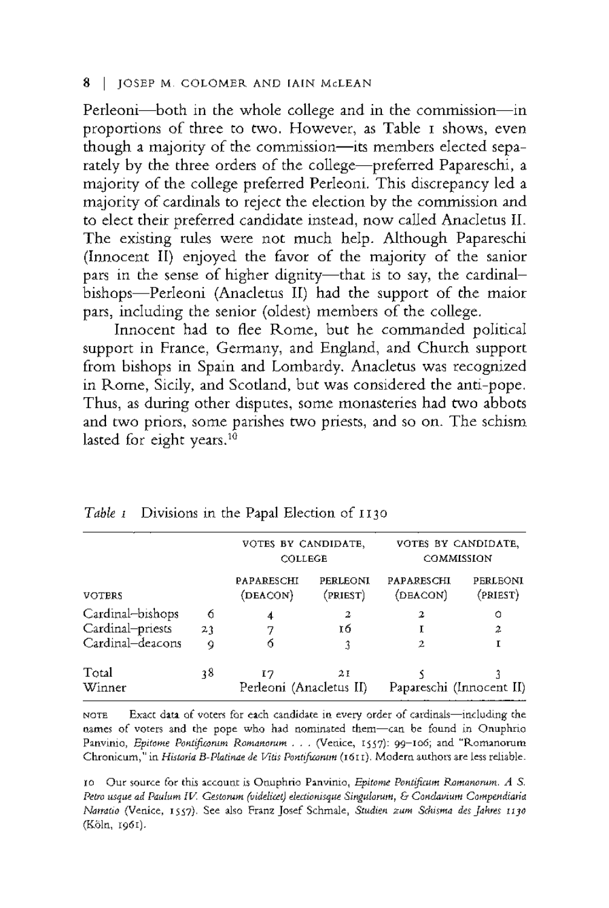Perleoni—both in the whole college and in the commission—in proportions of three to two. However, as Table 1 shows, even though a majority of the commission—its members elected separately by the three orders of the college—preferred Papareschi, a majority of the college preferred Perleoni. This discrepancy led a majority of cardinals to reject the election by the commission and to elect their preferred candidate instead, now called Anacletus II. The existing rules were not much help. Although Papareschi (Innocent II) enjoyed the favor of the majority of the sanior pars in the sense of higher dignity—that is to say, the cardinal–bishops—Perleoni (Anacletus II) had the support of the maior pars, including the senior (oldest) members of the college.

Innocent had to flee Rome, but he commanded political support in France, Germany, and England, and Church support from bishops in Spain and Lombardy. Anacletus was recognized in Rome, Sicily, and Scotland, but was considered the anti-pope. Thus, as during other disputes, some monasteries had two abbots and two priors, some parishes two priests, and so on. The schism lasted for eight years.[10]

*Table 1* Divisions in the Papal Election of 1130

| | | VOTES BY CANDIDATE, COLLEGE | | VOTES BY CANDIDATE, COMMISSION | |
|---|---|---|---|---|---|
| VOTERS | | PAPARESCHI (DEACON) | PERLEONI (PRIEST) | PAPARESCHI (DEACON) | PERLEONI (PRIEST) |
| Cardinal–bishops | 6 | 4 | 2 | 2 | 0 |
| Cardinal–priests | 23 | 7 | 16 | 1 | 2 |
| Cardinal–deacons | 9 | 6 | 3 | 2 | 1 |
| Total | 38 | 17 | 21 | 5 | 3 |
| Winner | | Perleoni (Anacletus II) | | Papareschi (Innocent II) | |

NOTE Exact data of voters for each candidate in every order of cardinals—including the names of voters and the pope who had nominated them—can be found in Onuphrio Panvinio, *Epitome Pontificorum Romanorum . . .* (Venice, 1557): 99–106; and "Romanorum Chronicum," in *Historia B-Platinae de Vitis Pontificorum* (1611). Modern authors are less reliable.

10 Our source for this account is Onuphrio Panvinio, *Epitome Pontificum Romanorum. A S. Petro usque ad Paulum IV. Gestorum (videlicet) electionisque Singulorum, & Conclavium Compendiaria Narratio* (Venice, 1557). See also Franz Josef Schmale, *Studien zum Schisma des Jahres 1130* (Köln, 1961).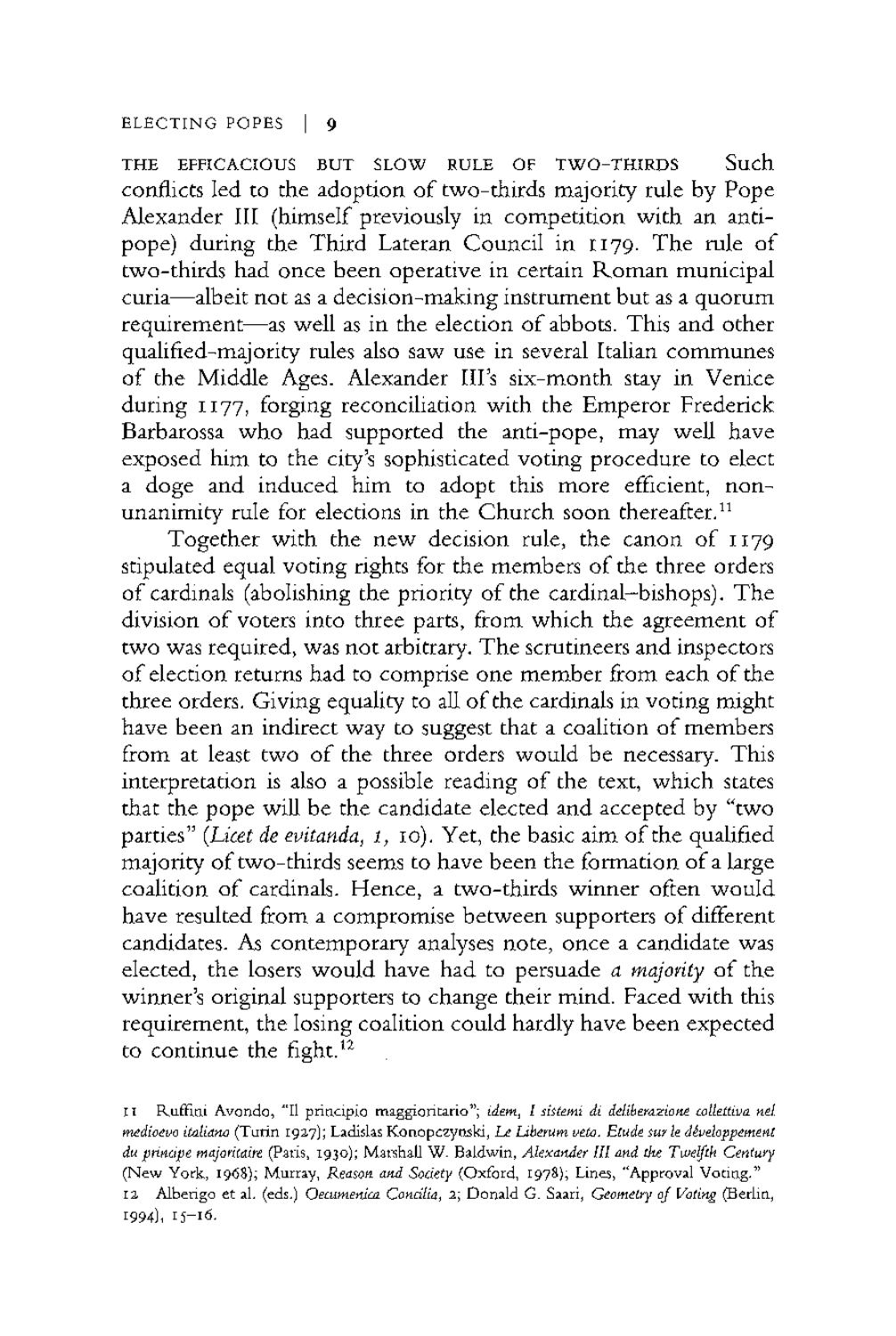**THE EFFICACIOUS BUT SLOW RULE OF TWO-THIRDS** Such conflicts led to the adoption of two-thirds majority rule by Pope Alexander III (himself previously in competition with an anti-pope) during the Third Lateran Council in 1179. The rule of two-thirds had once been operative in certain Roman municipal curia—albeit not as a decision-making instrument but as a quorum requirement—as well as in the election of abbots. This and other qualified-majority rules also saw use in several Italian communes of the Middle Ages. Alexander III's six-month stay in Venice during 1177, forging reconciliation with the Emperor Frederick Barbarossa who had supported the anti-pope, may well have exposed him to the city's sophisticated voting procedure to elect a doge and induced him to adopt this more efficient, non-unanimity rule for elections in the Church soon thereafter.[11]

Together with the new decision rule, the canon of 1179 stipulated equal voting rights for the members of the three orders of cardinals (abolishing the priority of the cardinal-bishops). The division of voters into three parts, from which the agreement of two was required, was not arbitrary. The scrutineers and inspectors of election returns had to comprise one member from each of the three orders. Giving equality to all of the cardinals in voting might have been an indirect way to suggest that a coalition of members from at least two of the three orders would be necessary. This interpretation is also a possible reading of the text, which states that the pope will be the candidate elected and accepted by "two parties" (*Licet de evitanda, 1,* 10). Yet, the basic aim of the qualified majority of two-thirds seems to have been the formation of a large coalition of cardinals. Hence, a two-thirds winner often would have resulted from a compromise between supporters of different candidates. As contemporary analyses note, once a candidate was elected, the losers would have had to persuade *a majority* of the winner's original supporters to change their mind. Faced with this requirement, the losing coalition could hardly have been expected to continue the fight.[12]

11 Ruffini Avondo, "Il principio maggioritario"; *idem, I sistemi di deliberazione collettiva nel medioevo italiano* (Turin 1927); Ladislas Konopczynski, *Le Liberum veto. Etude sur le développement du principe majoritaire* (Paris, 1930); Marshall W. Baldwin, *Alexander III and the Twelfth Century* (New York, 1968); Murray, *Reason and Society* (Oxford, 1978); Lines, "Approval Voting."

12 Alberigo et al. (eds.) *Oecumenica Concilia,* 2; Donald G. Saari, *Geometry of Voting* (Berlin, 1994), 15–16.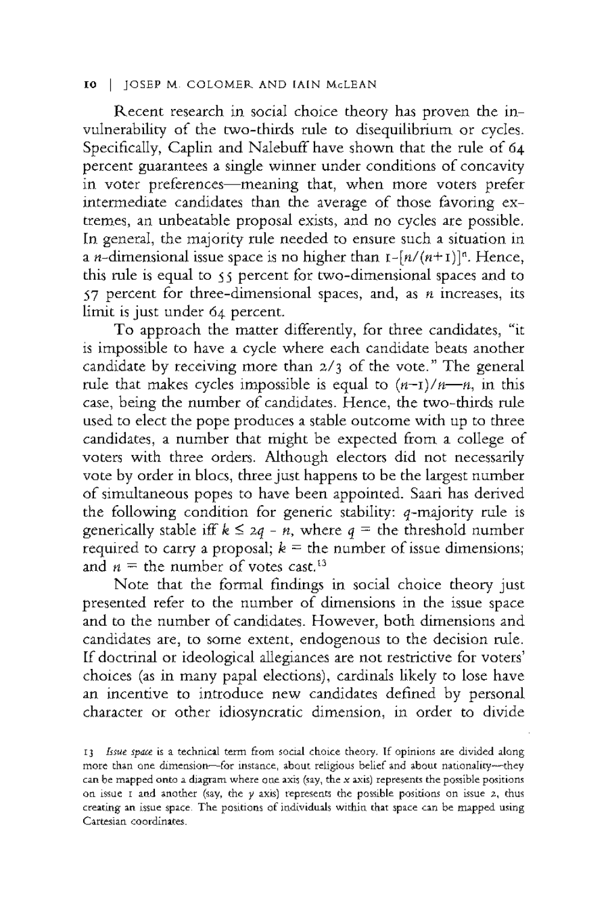Recent research in social choice theory has proven the invulnerability of the two-thirds rule to disequilibrium or cycles. Specifically, Caplin and Nalebuff have shown that the rule of 64 percent guarantees a single winner under conditions of concavity in voter preferences—meaning that, when more voters prefer intermediate candidates than the average of those favoring extremes, an unbeatable proposal exists, and no cycles are possible. In general, the majority rule needed to ensure such a situation in a $n$-dimensional issue space is no higher than $1-[n/(n+1)]^n$. Hence, this rule is equal to 55 percent for two-dimensional spaces and to 57 percent for three-dimensional spaces, and, as $n$ increases, its limit is just under 64 percent.

To approach the matter differently, for three candidates, "it is impossible to have a cycle where each candidate beats another candidate by receiving more than 2/3 of the vote." The general rule that makes cycles impossible is equal to $(n-1)/n$—$n$, in this case, being the number of candidates. Hence, the two-thirds rule used to elect the pope produces a stable outcome with up to three candidates, a number that might be expected from a college of voters with three orders. Although electors did not necessarily vote by order in blocs, three just happens to be the largest number of simultaneous popes to have been appointed. Saari has derived the following condition for generic stability: $q$-majority rule is generically stable iff $k \leq 2q - n$, where $q$ = the threshold number required to carry a proposal; $k$ = the number of issue dimensions; and $n$ = the number of votes cast.[13]

Note that the formal findings in social choice theory just presented refer to the number of dimensions in the issue space and to the number of candidates. However, both dimensions and candidates are, to some extent, endogenous to the decision rule. If doctrinal or ideological allegiances are not restrictive for voters' choices (as in many papal elections), cardinals likely to lose have an incentive to introduce new candidates defined by personal character or other idiosyncratic dimension, in order to divide

13 *Issue space* is a technical term from social choice theory. If opinions are divided along more than one dimension—for instance, about religious belief and about nationality—they can be mapped onto a diagram where one axis (say, the $x$ axis) represents the possible positions on issue 1 and another (say, the $y$ axis) represents the possible positions on issue 2, thus creating an issue space. The positions of individuals within that space can be mapped using Cartesian coordinates.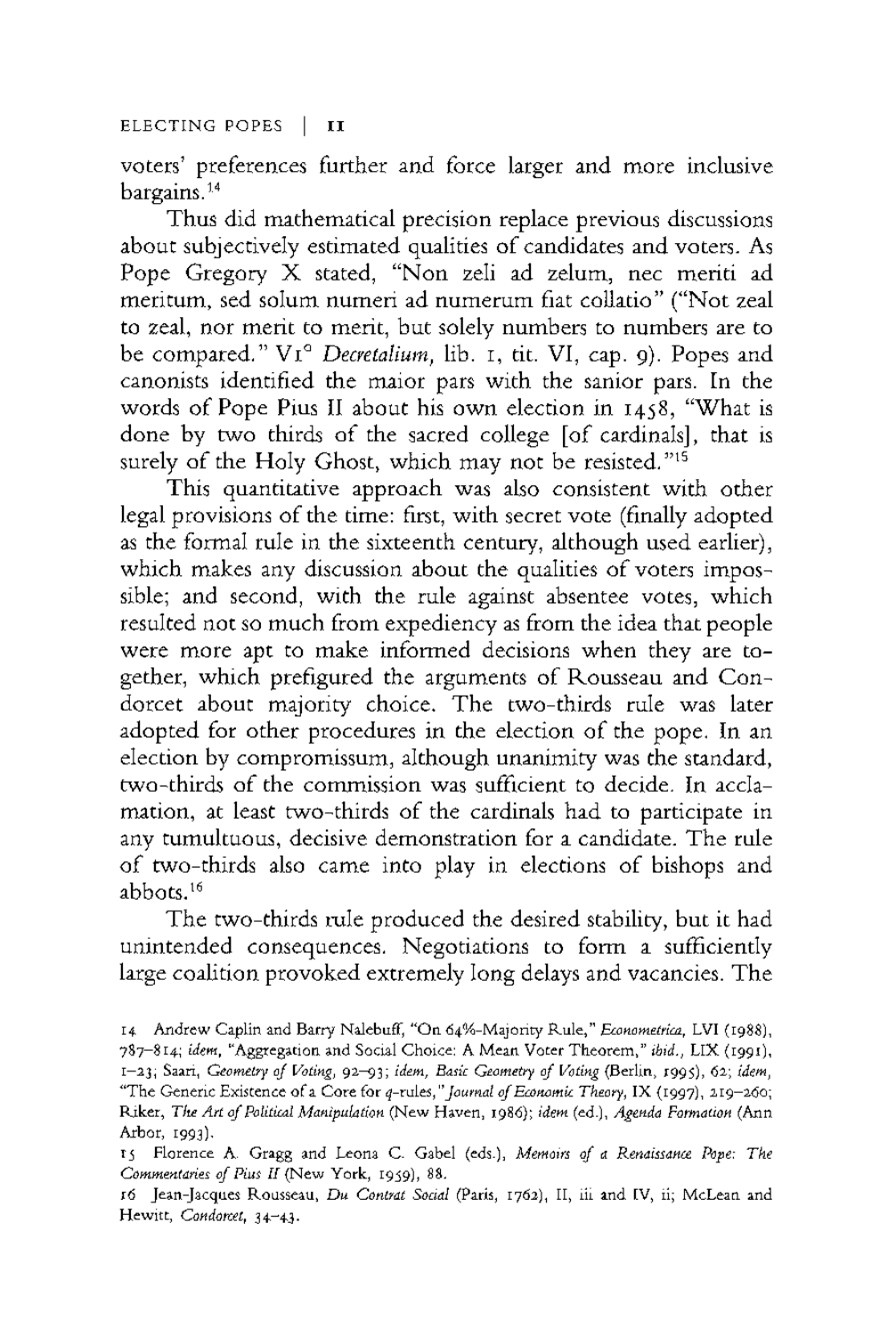voters' preferences further and force larger and more inclusive bargains.[14]

Thus did mathematical precision replace previous discussions about subjectively estimated qualities of candidates and voters. As Pope Gregory X stated, "Non zeli ad zelum, nec meriti ad meritum, sed solum numeri ad numerum fiat collatio" ("Not zeal to zeal, nor merit to merit, but solely numbers to numbers are to be compared." VI° *Decretalium*, lib. 1, tit. VI, cap. 9). Popes and canonists identified the maior pars with the sanior pars. In the words of Pope Pius II about his own election in 1458, "What is done by two thirds of the sacred college [of cardinals], that is surely of the Holy Ghost, which may not be resisted."[15]

This quantitative approach was also consistent with other legal provisions of the time: first, with secret vote (finally adopted as the formal rule in the sixteenth century, although used earlier), which makes any discussion about the qualities of voters impossible; and second, with the rule against absentee votes, which resulted not so much from expediency as from the idea that people were more apt to make informed decisions when they are together, which prefigured the arguments of Rousseau and Condorcet about majority choice. The two-thirds rule was later adopted for other procedures in the election of the pope. In an election by compromissum, although unanimity was the standard, two-thirds of the commission was sufficient to decide. In acclamation, at least two-thirds of the cardinals had to participate in any tumultuous, decisive demonstration for a candidate. The rule of two-thirds also came into play in elections of bishops and abbots.[16]

The two-thirds rule produced the desired stability, but it had unintended consequences. Negotiations to form a sufficiently large coalition provoked extremely long delays and vacancies. The

---

14 Andrew Caplin and Barry Nalebuff, "On 64%-Majority Rule," *Econometrica*, LVI (1988), 787–814; *idem*, "Aggregation and Social Choice: A Mean Voter Theorem," *ibid.*, LIX (1991), 1–23; Saari, *Geometry of Voting*, 92–93; *idem*, *Basic Geometry of Voting* (Berlin, 1995), 62; *idem*, "The Generic Existence of a Core for *q*-rules," *Journal of Economic Theory*, IX (1997), 219–260; Riker, *The Art of Political Manipulation* (New Haven, 1986); *idem* (ed.), *Agenda Formation* (Ann Arbor, 1993).

15 Florence A. Gragg and Leona C. Gabel (eds.), *Memoirs of a Renaissance Pope: The Commentaries of Pius II* (New York, 1959), 88.

16 Jean-Jacques Rousseau, *Du Contrat Social* (Paris, 1762), II, iii and IV, ii; McLean and Hewitt, *Condorcet*, 34–43.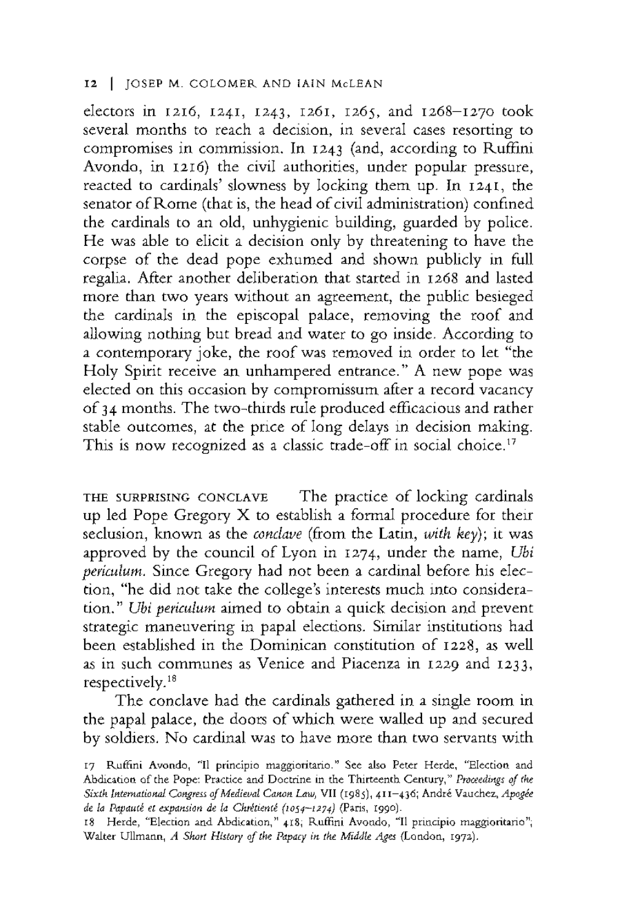electors in 1216, 1241, 1243, 1261, 1265, and 1268–1270 took several months to reach a decision, in several cases resorting to compromises in commission. In 1243 (and, according to Ruffini Avondo, in 1216) the civil authorities, under popular pressure, reacted to cardinals' slowness by locking them up. In 1241, the senator of Rome (that is, the head of civil administration) confined the cardinals to an old, unhygienic building, guarded by police. He was able to elicit a decision only by threatening to have the corpse of the dead pope exhumed and shown publicly in full regalia. After another deliberation that started in 1268 and lasted more than two years without an agreement, the public besieged the cardinals in the episcopal palace, removing the roof and allowing nothing but bread and water to go inside. According to a contemporary joke, the roof was removed in order to let "the Holy Spirit receive an unhampered entrance." A new pope was elected on this occasion by compromissum after a record vacancy of 34 months. The two-thirds rule produced efficacious and rather stable outcomes, at the price of long delays in decision making. This is now recognized as a classic trade-off in social choice.[17]

THE SURPRISING CONCLAVE The practice of locking cardinals up led Pope Gregory X to establish a formal procedure for their seclusion, known as the *conclave* (from the Latin, *with key*); it was approved by the council of Lyon in 1274, under the name, *Ubi periculum.* Since Gregory had not been a cardinal before his election, "he did not take the college's interests much into consideration." *Ubi periculum* aimed to obtain a quick decision and prevent strategic maneuvering in papal elections. Similar institutions had been established in the Dominican constitution of 1228, as well as in such communes as Venice and Piacenza in 1229 and 1233, respectively.[18]

The conclave had the cardinals gathered in a single room in the papal palace, the doors of which were walled up and secured by soldiers. No cardinal was to have more than two servants with

17 Ruffini Avondo, "Il principio maggioritario." See also Peter Herde, "Election and Abdication of the Pope: Practice and Doctrine in the Thirteenth Century," *Proceedings of the Sixth International Congress of Medieval Canon Law*, VII (1985), 411–436; André Vauchez, *Apogée de la Papauté et expansion de la Chrétienté (1054–1274)* (Paris, 1990).

18 Herde, "Election and Abdication," 418; Ruffini Avondo, "Il principio maggioritario"; Walter Ullmann, *A Short History of the Papacy in the Middle Ages* (London, 1972).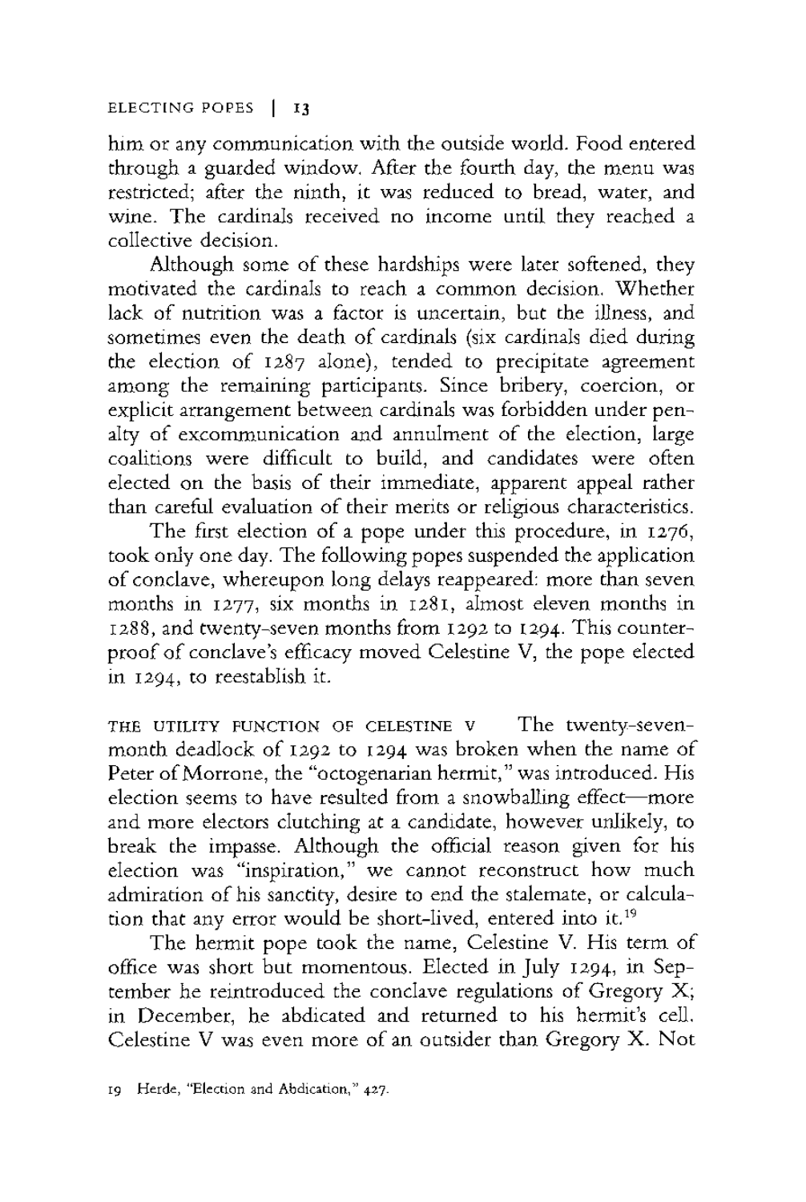him or any communication with the outside world. Food entered through a guarded window. After the fourth day, the menu was restricted; after the ninth, it was reduced to bread, water, and wine. The cardinals received no income until they reached a collective decision.

Although some of these hardships were later softened, they motivated the cardinals to reach a common decision. Whether lack of nutrition was a factor is uncertain, but the illness, and sometimes even the death of cardinals (six cardinals died during the election of 1287 alone), tended to precipitate agreement among the remaining participants. Since bribery, coercion, or explicit arrangement between cardinals was forbidden under penalty of excommunication and annulment of the election, large coalitions were difficult to build, and candidates were often elected on the basis of their immediate, apparent appeal rather than careful evaluation of their merits or religious characteristics.

The first election of a pope under this procedure, in 1276, took only one day. The following popes suspended the application of conclave, whereupon long delays reappeared: more than seven months in 1277, six months in 1281, almost eleven months in 1288, and twenty-seven months from 1292 to 1294. This counterproof of conclave's efficacy moved Celestine V, the pope elected in 1294, to reestablish it.

THE UTILITY FUNCTION OF CELESTINE V The twenty-seven-month deadlock of 1292 to 1294 was broken when the name of Peter of Morrone, the "octogenarian hermit," was introduced. His election seems to have resulted from a snowballing effect—more and more electors clutching at a candidate, however unlikely, to break the impasse. Although the official reason given for his election was "inspiration," we cannot reconstruct how much admiration of his sanctity, desire to end the stalemate, or calculation that any error would be short-lived, entered into it.[19]

The hermit pope took the name, Celestine V. His term of office was short but momentous. Elected in July 1294, in September he reintroduced the conclave regulations of Gregory X; in December, he abdicated and returned to his hermit's cell. Celestine V was even more of an outsider than Gregory X. Not

19 Herde, "Election and Abdication," 427.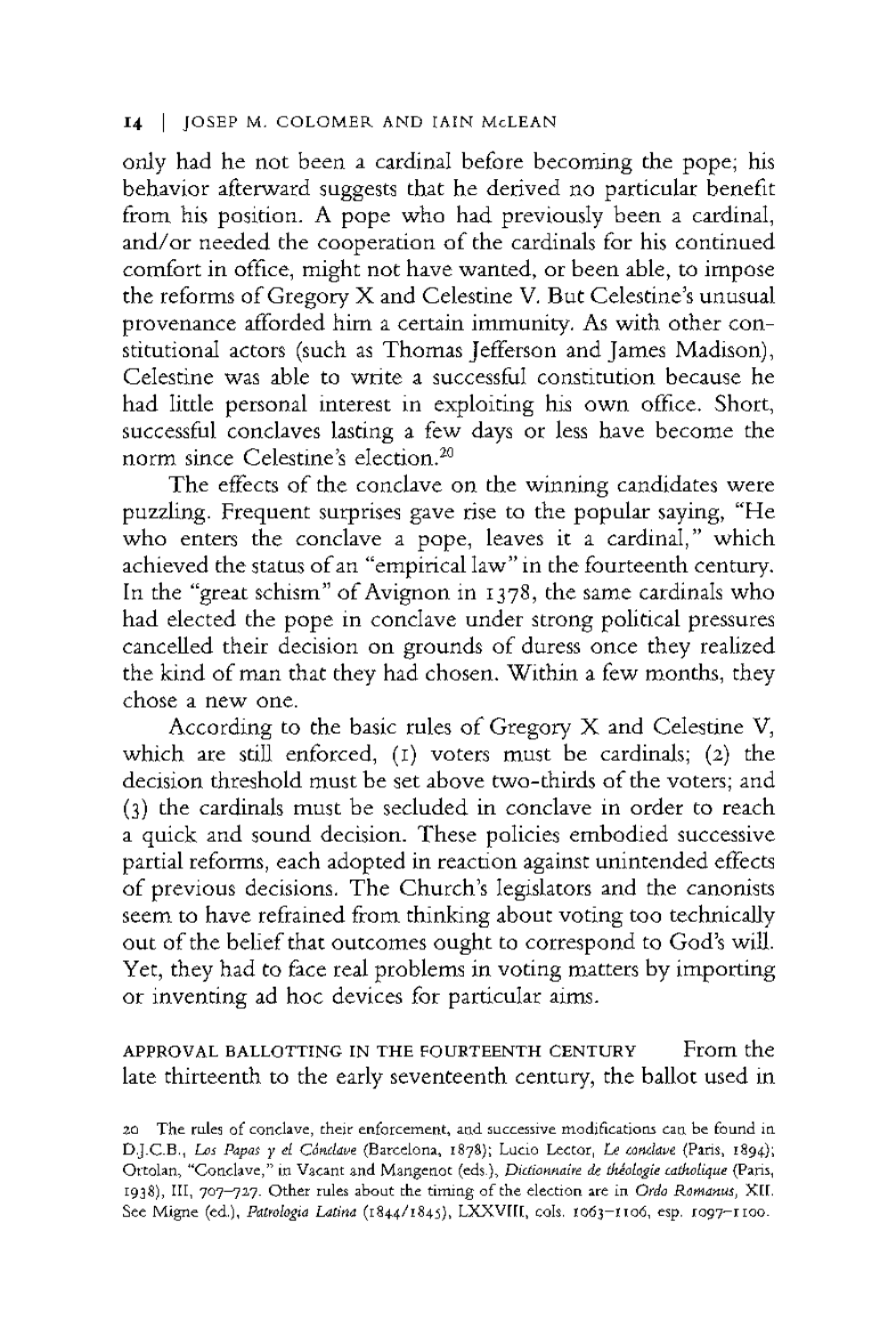only had he not been a cardinal before becoming the pope; his behavior afterward suggests that he derived no particular benefit from his position. A pope who had previously been a cardinal, and/or needed the cooperation of the cardinals for his continued comfort in office, might not have wanted, or been able, to impose the reforms of Gregory X and Celestine V. But Celestine's unusual provenance afforded him a certain immunity. As with other constitutional actors (such as Thomas Jefferson and James Madison), Celestine was able to write a successful constitution because he had little personal interest in exploiting his own office. Short, successful conclaves lasting a few days or less have become the norm since Celestine's election.[20]

The effects of the conclave on the winning candidates were puzzling. Frequent surprises gave rise to the popular saying, "He who enters the conclave a pope, leaves it a cardinal," which achieved the status of an "empirical law" in the fourteenth century. In the "great schism" of Avignon in 1378, the same cardinals who had elected the pope in conclave under strong political pressures cancelled their decision on grounds of duress once they realized the kind of man that they had chosen. Within a few months, they chose a new one.

According to the basic rules of Gregory X and Celestine V, which are still enforced, (1) voters must be cardinals; (2) the decision threshold must be set above two-thirds of the voters; and (3) the cardinals must be secluded in conclave in order to reach a quick and sound decision. These policies embodied successive partial reforms, each adopted in reaction against unintended effects of previous decisions. The Church's legislators and the canonists seem to have refrained from thinking about voting too technically out of the belief that outcomes ought to correspond to God's will. Yet, they had to face real problems in voting matters by importing or inventing ad hoc devices for particular aims.

APPROVAL BALLOTTING IN THE FOURTEENTH CENTURY From the late thirteenth to the early seventeenth century, the ballot used in

20 The rules of conclave, their enforcement, and successive modifications can be found in D.J.C.B., *Los Papas y el Cónclave* (Barcelona, 1878); Lucio Lector, *Le conclave* (Paris, 1894); Ortolan, "Conclave," in Vacant and Mangenot (eds.), *Dictionnaire de théologie catholique* (Paris, 1938), III, 707–727. Other rules about the timing of the election are in *Ordo Romanus*, XII. See Migne (ed.), *Patrologia Latina* (1844/1845), LXXVIII, cols. 1063–1106, esp. 1097–1100.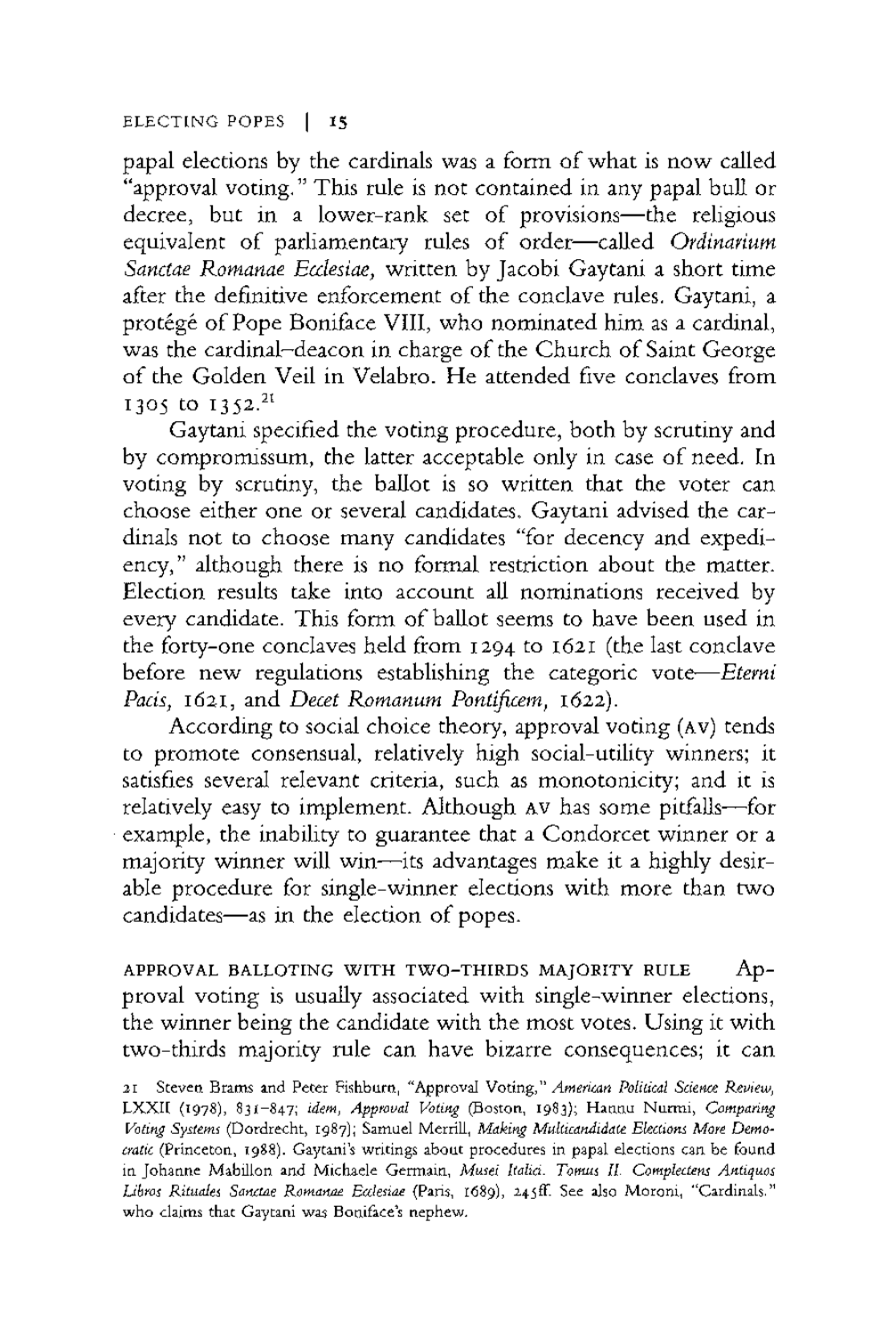papal elections by the cardinals was a form of what is now called "approval voting." This rule is not contained in any papal bull or decree, but in a lower-rank set of provisions—the religious equivalent of parliamentary rules of order—called *Ordinarium Sanctae Romanae Ecclesiae,* written by Jacobi Gaytani a short time after the definitive enforcement of the conclave rules. Gaytani, a protégé of Pope Boniface VIII, who nominated him as a cardinal, was the cardinal–deacon in charge of the Church of Saint George of the Golden Veil in Velabro. He attended five conclaves from 1305 to 1352.[21]

Gaytani specified the voting procedure, both by scrutiny and by compromissum, the latter acceptable only in case of need. In voting by scrutiny, the ballot is so written that the voter can choose either one or several candidates. Gaytani advised the cardinals not to choose many candidates "for decency and expediency," although there is no formal restriction about the matter. Election results take into account all nominations received by every candidate. This form of ballot seems to have been used in the forty-one conclaves held from 1294 to 1621 (the last conclave before new regulations establishing the categoric vote—*Eterni Pacis,* 1621, and *Decet Romanum Pontificem,* 1622).

According to social choice theory, approval voting (AV) tends to promote consensual, relatively high social-utility winners; it satisfies several relevant criteria, such as monotonicity; and it is relatively easy to implement. Although AV has some pitfalls—for example, the inability to guarantee that a Condorcet winner or a majority winner will win—its advantages make it a highly desirable procedure for single-winner elections with more than two candidates—as in the election of popes.

APPROVAL BALLOTING WITH TWO-THIRDS MAJORITY RULE Approval voting is usually associated with single-winner elections, the winner being the candidate with the most votes. Using it with two-thirds majority rule can have bizarre consequences; it can

21 Steven Brams and Peter Fishburn, "Approval Voting," *American Political Science Review,* LXXII (1978), 831–847; *idem, Approval Voting* (Boston, 1983); Hannu Nurmi, *Comparing Voting Systems* (Dordrecht, 1987); Samuel Merrill, *Making Multicandidate Elections More Democratic* (Princeton, 1988). Gaytani's writings about procedures in papal elections can be found in Johanne Mabillon and Michaele Germain, *Musei Italici. Tomus II. Complectens Antiquos Libros Rituales Sanctae Romanae Ecclesiae* (Paris, 1689), 245ff. See also Moroni, "Cardinals," who claims that Gaytani was Boniface's nephew.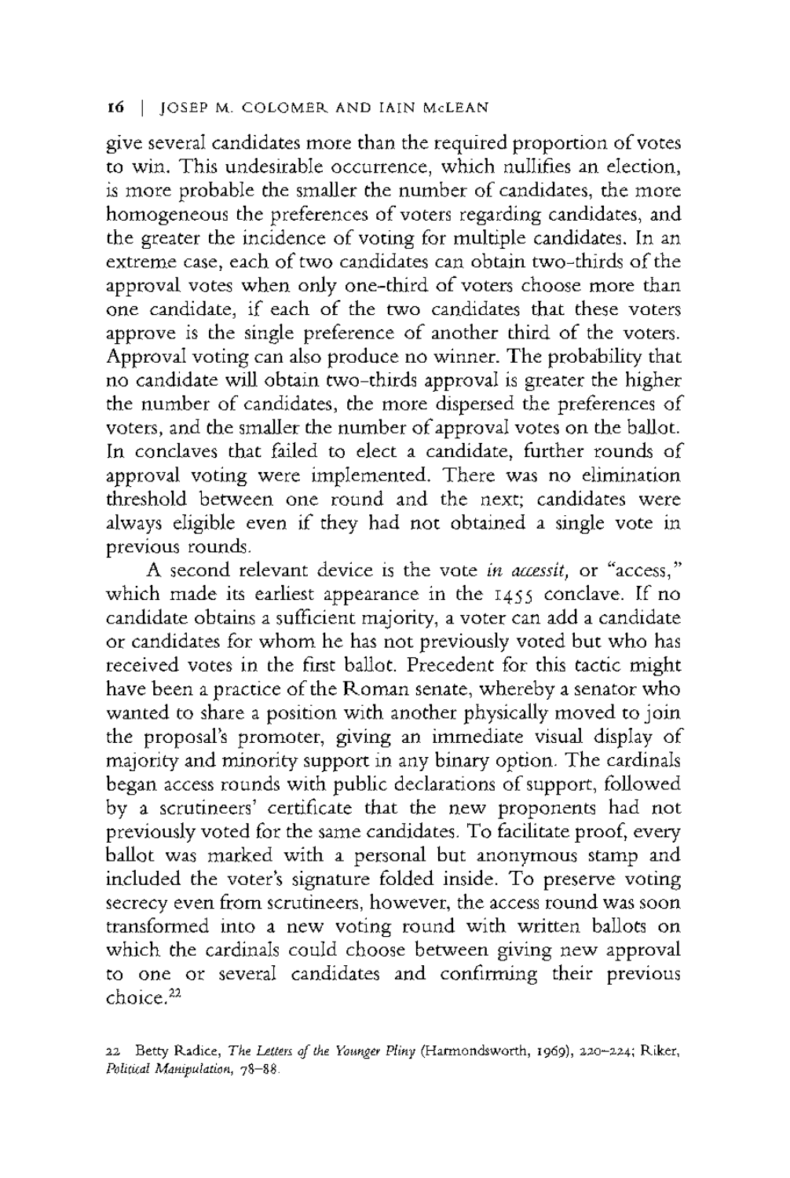give several candidates more than the required proportion of votes to win. This undesirable occurrence, which nullifies an election, is more probable the smaller the number of candidates, the more homogeneous the preferences of voters regarding candidates, and the greater the incidence of voting for multiple candidates. In an extreme case, each of two candidates can obtain two-thirds of the approval votes when only one-third of voters choose more than one candidate, if each of the two candidates that these voters approve is the single preference of another third of the voters. Approval voting can also produce no winner. The probability that no candidate will obtain two-thirds approval is greater the higher the number of candidates, the more dispersed the preferences of voters, and the smaller the number of approval votes on the ballot. In conclaves that failed to elect a candidate, further rounds of approval voting were implemented. There was no elimination threshold between one round and the next; candidates were always eligible even if they had not obtained a single vote in previous rounds.

A second relevant device is the vote *in accessit*, or "access," which made its earliest appearance in the 1455 conclave. If no candidate obtains a sufficient majority, a voter can add a candidate or candidates for whom he has not previously voted but who has received votes in the first ballot. Precedent for this tactic might have been a practice of the Roman senate, whereby a senator who wanted to share a position with another physically moved to join the proposal's promoter, giving an immediate visual display of majority and minority support in any binary option. The cardinals began access rounds with public declarations of support, followed by a scrutineers' certificate that the new proponents had not previously voted for the same candidates. To facilitate proof, every ballot was marked with a personal but anonymous stamp and included the voter's signature folded inside. To preserve voting secrecy even from scrutineers, however, the access round was soon transformed into a new voting round with written ballots on which the cardinals could choose between giving new approval to one or several candidates and confirming their previous choice.[22]

22 Betty Radice, *The Letters of the Younger Pliny* (Harmondsworth, 1969), 220–224; Riker, *Political Manipulation*, 78–88.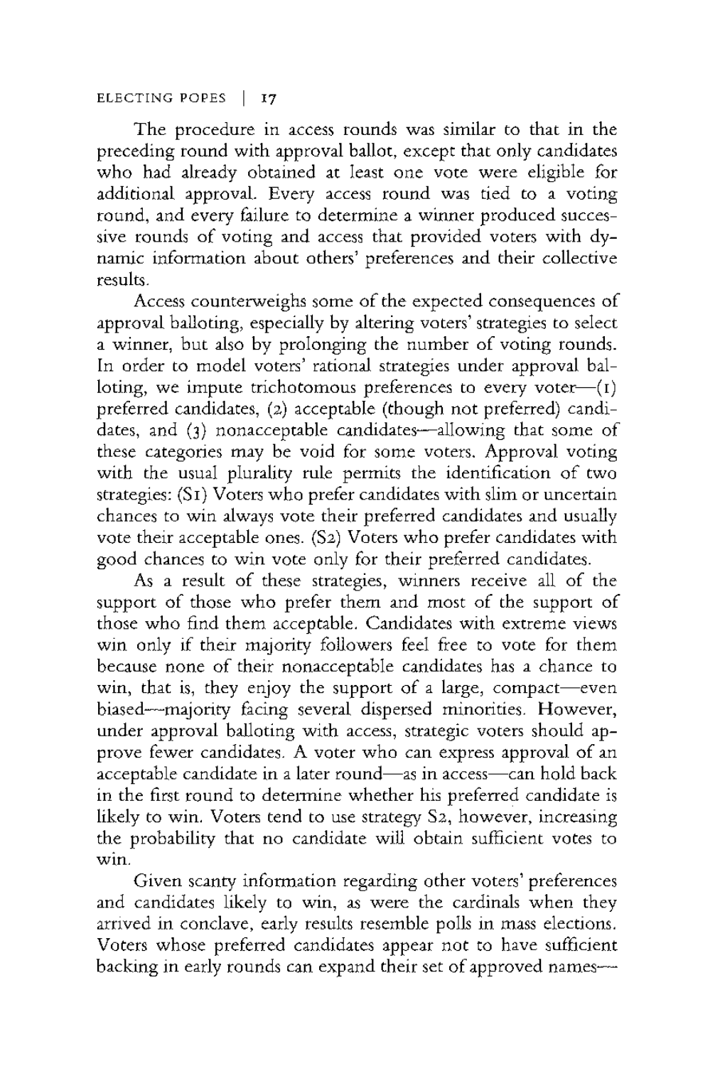The procedure in access rounds was similar to that in the preceding round with approval ballot, except that only candidates who had already obtained at least one vote were eligible for additional approval. Every access round was tied to a voting round, and every failure to determine a winner produced successive rounds of voting and access that provided voters with dynamic information about others' preferences and their collective results.

Access counterweighs some of the expected consequences of approval balloting, especially by altering voters' strategies to select a winner, but also by prolonging the number of voting rounds. In order to model voters' rational strategies under approval balloting, we impute trichotomous preferences to every voter—(1) preferred candidates, (2) acceptable (though not preferred) candidates, and (3) nonacceptable candidates—allowing that some of these categories may be void for some voters. Approval voting with the usual plurality rule permits the identification of two strategies: (S1) Voters who prefer candidates with slim or uncertain chances to win always vote their preferred candidates and usually vote their acceptable ones. (S2) Voters who prefer candidates with good chances to win vote only for their preferred candidates.

As a result of these strategies, winners receive all of the support of those who prefer them and most of the support of those who find them acceptable. Candidates with extreme views win only if their majority followers feel free to vote for them because none of their nonacceptable candidates has a chance to win, that is, they enjoy the support of a large, compact—even biased—majority facing several dispersed minorities. However, under approval balloting with access, strategic voters should approve fewer candidates. A voter who can express approval of an acceptable candidate in a later round—as in access—can hold back in the first round to determine whether his preferred candidate is likely to win. Voters tend to use strategy S2, however, increasing the probability that no candidate will obtain sufficient votes to win.

Given scanty information regarding other voters' preferences and candidates likely to win, as were the cardinals when they arrived in conclave, early results resemble polls in mass elections. Voters whose preferred candidates appear not to have sufficient backing in early rounds can expand their set of approved names—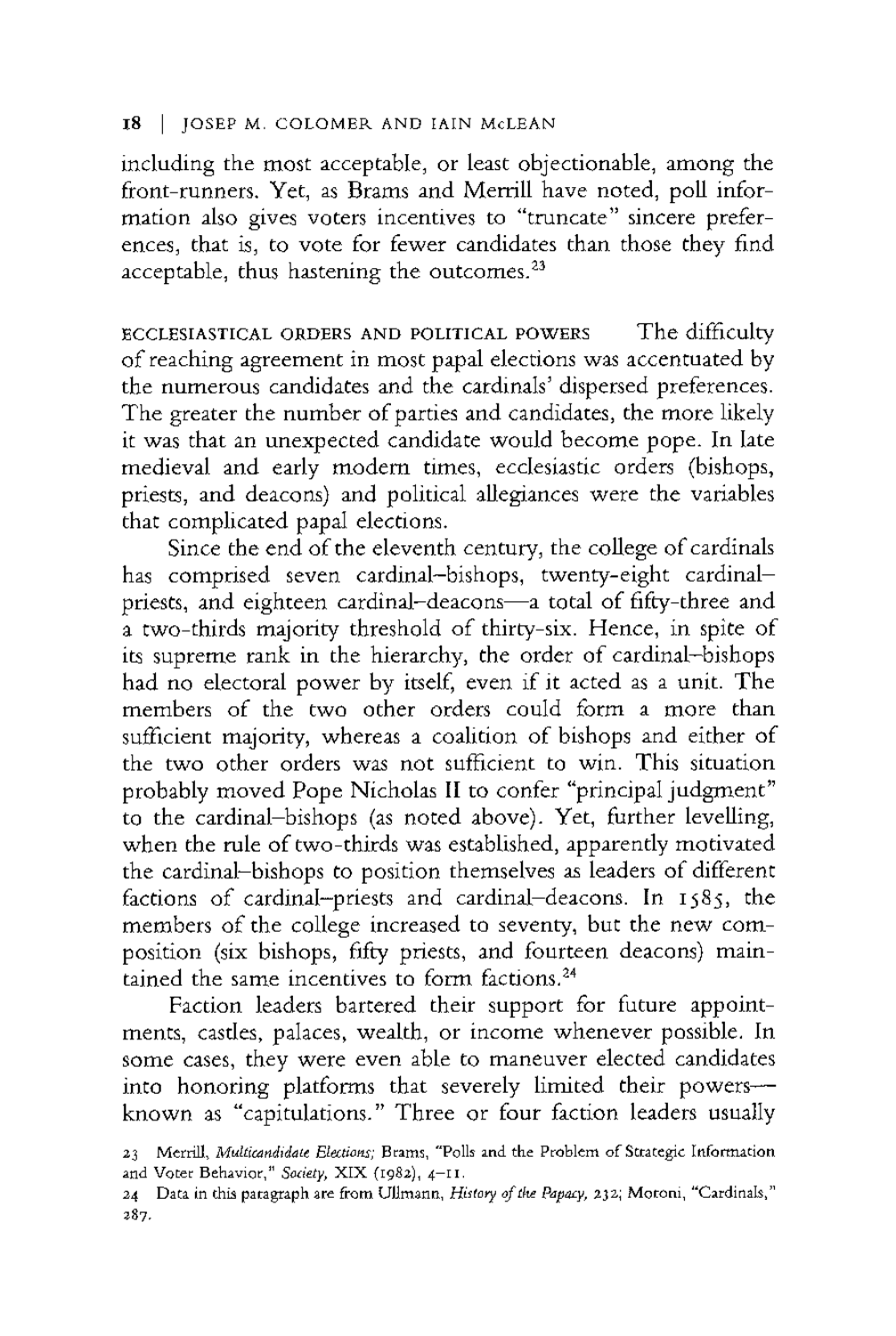including the most acceptable, or least objectionable, among the front-runners. Yet, as Brams and Merrill have noted, poll information also gives voters incentives to "truncate" sincere preferences, that is, to vote for fewer candidates than those they find acceptable, thus hastening the outcomes.[23]

ECCLESIASTICAL ORDERS AND POLITICAL POWERS The difficulty of reaching agreement in most papal elections was accentuated by the numerous candidates and the cardinals' dispersed preferences. The greater the number of parties and candidates, the more likely it was that an unexpected candidate would become pope. In late medieval and early modern times, ecclesiastic orders (bishops, priests, and deacons) and political allegiances were the variables that complicated papal elections.

Since the end of the eleventh century, the college of cardinals has comprised seven cardinal–bishops, twenty-eight cardinal–priests, and eighteen cardinal–deacons—a total of fifty-three and a two-thirds majority threshold of thirty-six. Hence, in spite of its supreme rank in the hierarchy, the order of cardinal–bishops had no electoral power by itself, even if it acted as a unit. The members of the two other orders could form a more than sufficient majority, whereas a coalition of bishops and either of the two other orders was not sufficient to win. This situation probably moved Pope Nicholas II to confer "principal judgment" to the cardinal–bishops (as noted above). Yet, further levelling, when the rule of two-thirds was established, apparently motivated the cardinal–bishops to position themselves as leaders of different factions of cardinal–priests and cardinal–deacons. In 1585, the members of the college increased to seventy, but the new composition (six bishops, fifty priests, and fourteen deacons) maintained the same incentives to form factions.[24]

Faction leaders bartered their support for future appointments, castles, palaces, wealth, or income whenever possible. In some cases, they were even able to maneuver elected candidates into honoring platforms that severely limited their powers—known as "capitulations." Three or four faction leaders usually

23 Merrill, *Multicandidate Elections;* Brams, "Polls and the Problem of Strategic Information and Voter Behavior," *Society,* XIX (1982), 4–11.

24 Data in this paragraph are from Ullmann, *History of the Papacy,* 232; Moroni, "Cardinals," 287.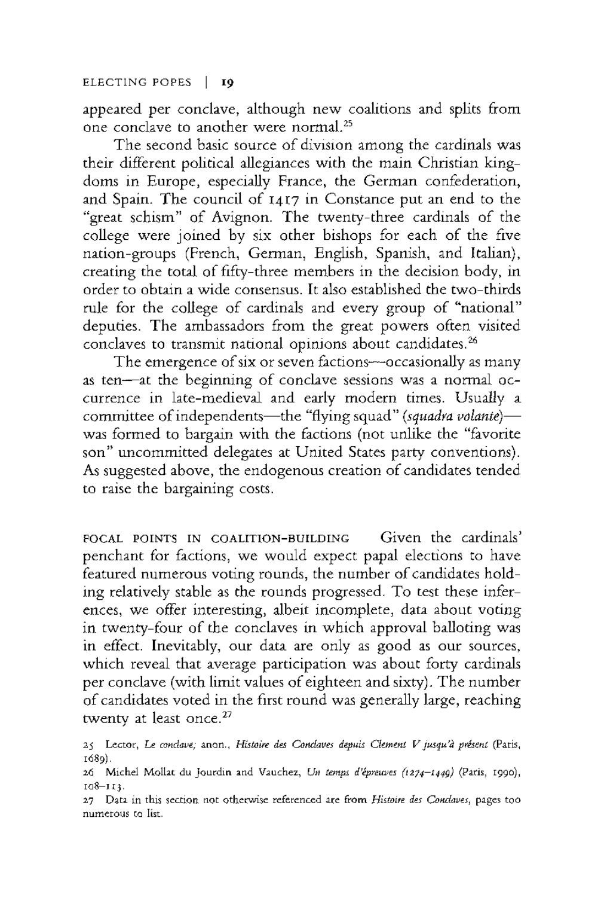appeared per conclave, although new coalitions and splits from one conclave to another were normal.[25]

The second basic source of division among the cardinals was their different political allegiances with the main Christian kingdoms in Europe, especially France, the German confederation, and Spain. The council of 1417 in Constance put an end to the "great schism" of Avignon. The twenty-three cardinals of the college were joined by six other bishops for each of the five nation-groups (French, German, English, Spanish, and Italian), creating the total of fifty-three members in the decision body, in order to obtain a wide consensus. It also established the two-thirds rule for the college of cardinals and every group of "national" deputies. The ambassadors from the great powers often visited conclaves to transmit national opinions about candidates.[26]

The emergence of six or seven factions—occasionally as many as ten—at the beginning of conclave sessions was a normal occurrence in late-medieval and early modern times. Usually a committee of independents—the "flying squad" (*squadra volante*)—was formed to bargain with the factions (not unlike the "favorite son" uncommitted delegates at United States party conventions). As suggested above, the endogenous creation of candidates tended to raise the bargaining costs.

FOCAL POINTS IN COALITION-BUILDING Given the cardinals' penchant for factions, we would expect papal elections to have featured numerous voting rounds, the number of candidates holding relatively stable as the rounds progressed. To test these inferences, we offer interesting, albeit incomplete, data about voting in twenty-four of the conclaves in which approval balloting was in effect. Inevitably, our data are only as good as our sources, which reveal that average participation was about forty cardinals per conclave (with limit values of eighteen and sixty). The number of candidates voted in the first round was generally large, reaching twenty at least once.[27]

25 Lector, *Le conclave;* anon., *Histoire des Conclaves depuis Clement V jusqu'à présent* (Paris, 1689).

26 Michel Mollat du Jourdin and Vauchez, *Un temps d'épreuves (1274–1449)* (Paris, 1990), 108–113.

27 Data in this section not otherwise referenced are from *Histoire des Conclaves*, pages too numerous to list.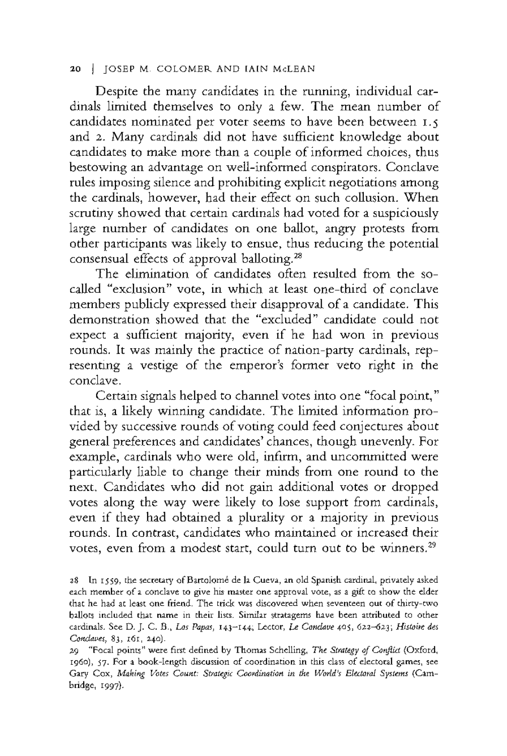Despite the many candidates in the running, individual cardinals limited themselves to only a few. The mean number of candidates nominated per voter seems to have been between 1.5 and 2. Many cardinals did not have sufficient knowledge about candidates to make more than a couple of informed choices, thus bestowing an advantage on well-informed conspirators. Conclave rules imposing silence and prohibiting explicit negotiations among the cardinals, however, had their effect on such collusion. When scrutiny showed that certain cardinals had voted for a suspiciously large number of candidates on one ballot, angry protests from other participants was likely to ensue, thus reducing the potential consensual effects of approval balloting.[28]

The elimination of candidates often resulted from the so-called "exclusion" vote, in which at least one-third of conclave members publicly expressed their disapproval of a candidate. This demonstration showed that the "excluded" candidate could not expect a sufficient majority, even if he had won in previous rounds. It was mainly the practice of nation-party cardinals, representing a vestige of the emperor's former veto right in the conclave.

Certain signals helped to channel votes into one "focal point," that is, a likely winning candidate. The limited information provided by successive rounds of voting could feed conjectures about general preferences and candidates' chances, though unevenly. For example, cardinals who were old, infirm, and uncommitted were particularly liable to change their minds from one round to the next. Candidates who did not gain additional votes or dropped votes along the way were likely to lose support from cardinals, even if they had obtained a plurality or a majority in previous rounds. In contrast, candidates who maintained or increased their votes, even from a modest start, could turn out to be winners.[29]

28 In 1559, the secretary of Bartolomé de la Cueva, an old Spanish cardinal, privately asked each member of a conclave to give his master one approval vote, as a gift to show the elder that he had at least one friend. The trick was discovered when seventeen out of thirty-two ballots included that name in their lists. Similar stratagems have been attributed to other cardinals. See D. J. C. B., *Los Papas*, 143–144; Lector, *Le Conclave* 405, 622–623; *Histoire des Conclaves*, 83, 161, 240).

29 "Focal points" were first defined by Thomas Schelling, *The Strategy of Conflict* (Oxford, 1960), 57. For a book-length discussion of coordination in this class of electoral games, see Gary Cox, *Making Votes Count: Strategic Coordination in the World's Electoral Systems* (Cambridge, 1997).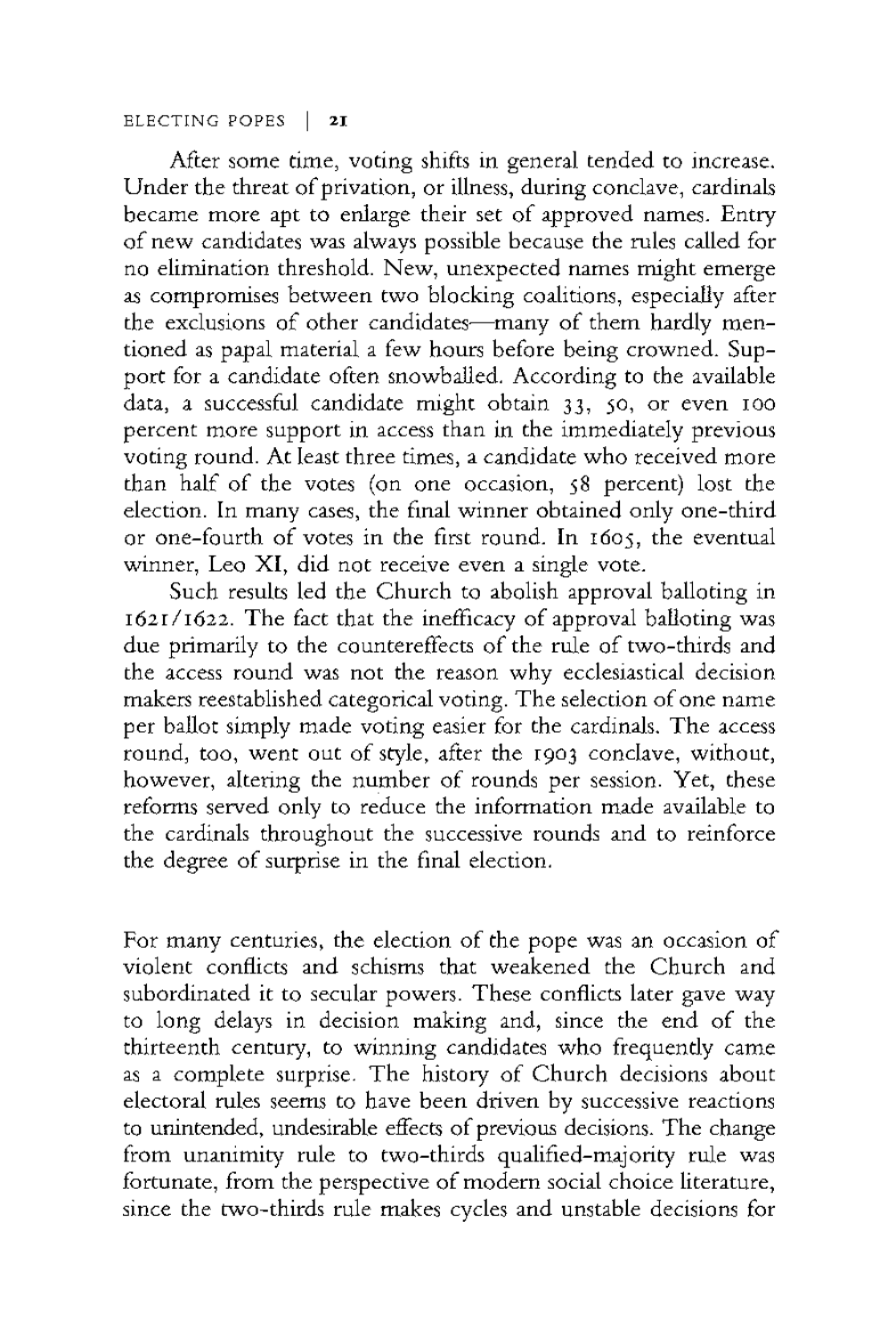After some time, voting shifts in general tended to increase. Under the threat of privation, or illness, during conclave, cardinals became more apt to enlarge their set of approved names. Entry of new candidates was always possible because the rules called for no elimination threshold. New, unexpected names might emerge as compromises between two blocking coalitions, especially after the exclusions of other candidates—many of them hardly mentioned as papal material a few hours before being crowned. Support for a candidate often snowballed. According to the available data, a successful candidate might obtain 33, 50, or even 100 percent more support in access than in the immediately previous voting round. At least three times, a candidate who received more than half of the votes (on one occasion, 58 percent) lost the election. In many cases, the final winner obtained only one-third or one-fourth of votes in the first round. In 1605, the eventual winner, Leo XI, did not receive even a single vote.

Such results led the Church to abolish approval balloting in 1621/1622. The fact that the inefficacy of approval balloting was due primarily to the countereffects of the rule of two-thirds and the access round was not the reason why ecclesiastical decision makers reestablished categorical voting. The selection of one name per ballot simply made voting easier for the cardinals. The access round, too, went out of style, after the 1903 conclave, without, however, altering the number of rounds per session. Yet, these reforms served only to reduce the information made available to the cardinals throughout the successive rounds and to reinforce the degree of surprise in the final election.

For many centuries, the election of the pope was an occasion of violent conflicts and schisms that weakened the Church and subordinated it to secular powers. These conflicts later gave way to long delays in decision making and, since the end of the thirteenth century, to winning candidates who frequently came as a complete surprise. The history of Church decisions about electoral rules seems to have been driven by successive reactions to unintended, undesirable effects of previous decisions. The change from unanimity rule to two-thirds qualified-majority rule was fortunate, from the perspective of modern social choice literature, since the two-thirds rule makes cycles and unstable decisions for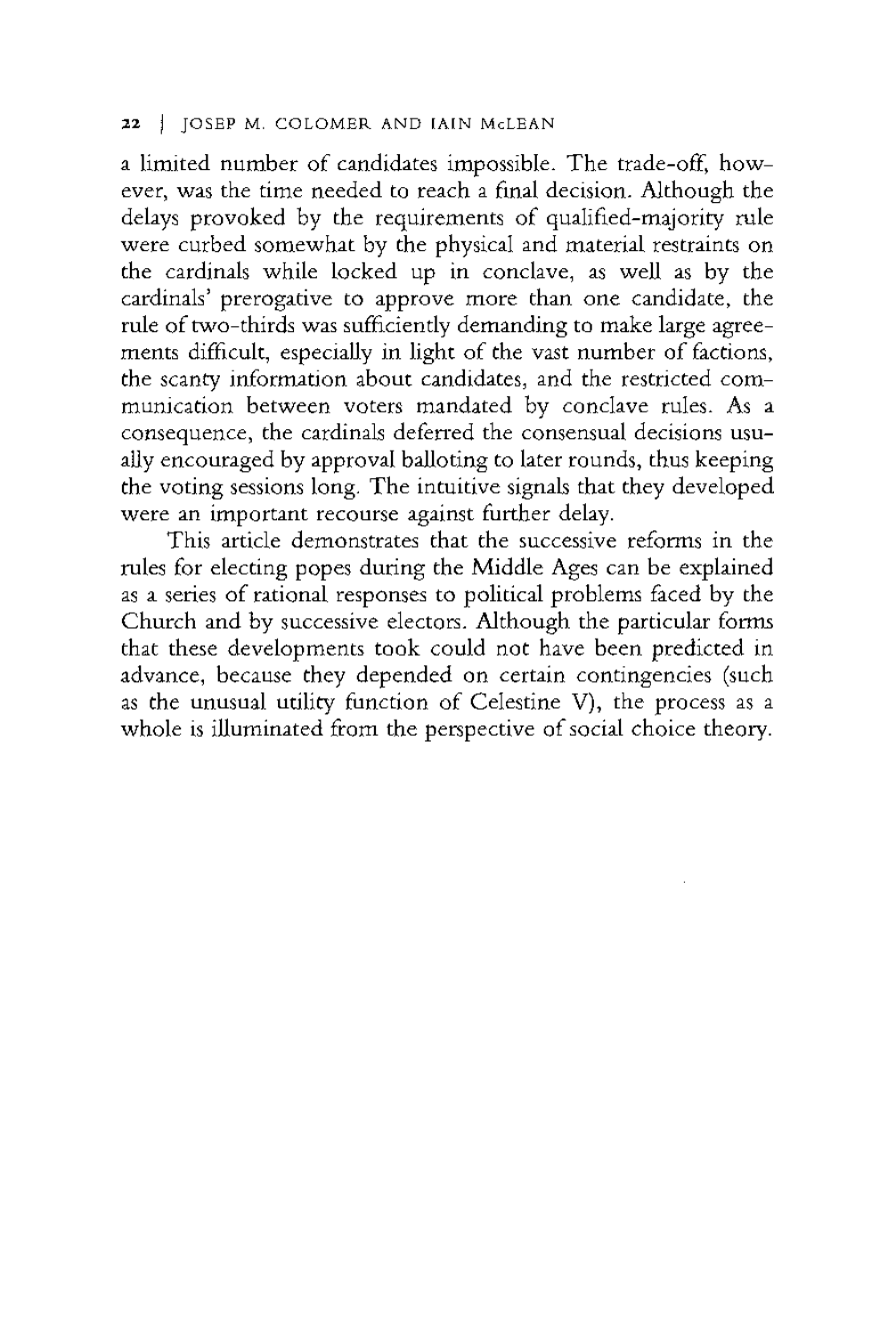a limited number of candidates impossible. The trade-off, however, was the time needed to reach a final decision. Although the delays provoked by the requirements of qualified-majority rule were curbed somewhat by the physical and material restraints on the cardinals while locked up in conclave, as well as by the cardinals' prerogative to approve more than one candidate, the rule of two-thirds was sufficiently demanding to make large agreements difficult, especially in light of the vast number of factions, the scanty information about candidates, and the restricted communication between voters mandated by conclave rules. As a consequence, the cardinals deferred the consensual decisions usually encouraged by approval balloting to later rounds, thus keeping the voting sessions long. The intuitive signals that they developed were an important recourse against further delay.

This article demonstrates that the successive reforms in the rules for electing popes during the Middle Ages can be explained as a series of rational responses to political problems faced by the Church and by successive electors. Although the particular forms that these developments took could not have been predicted in advance, because they depended on certain contingencies (such as the unusual utility function of Celestine V), the process as a whole is illuminated from the perspective of social choice theory.